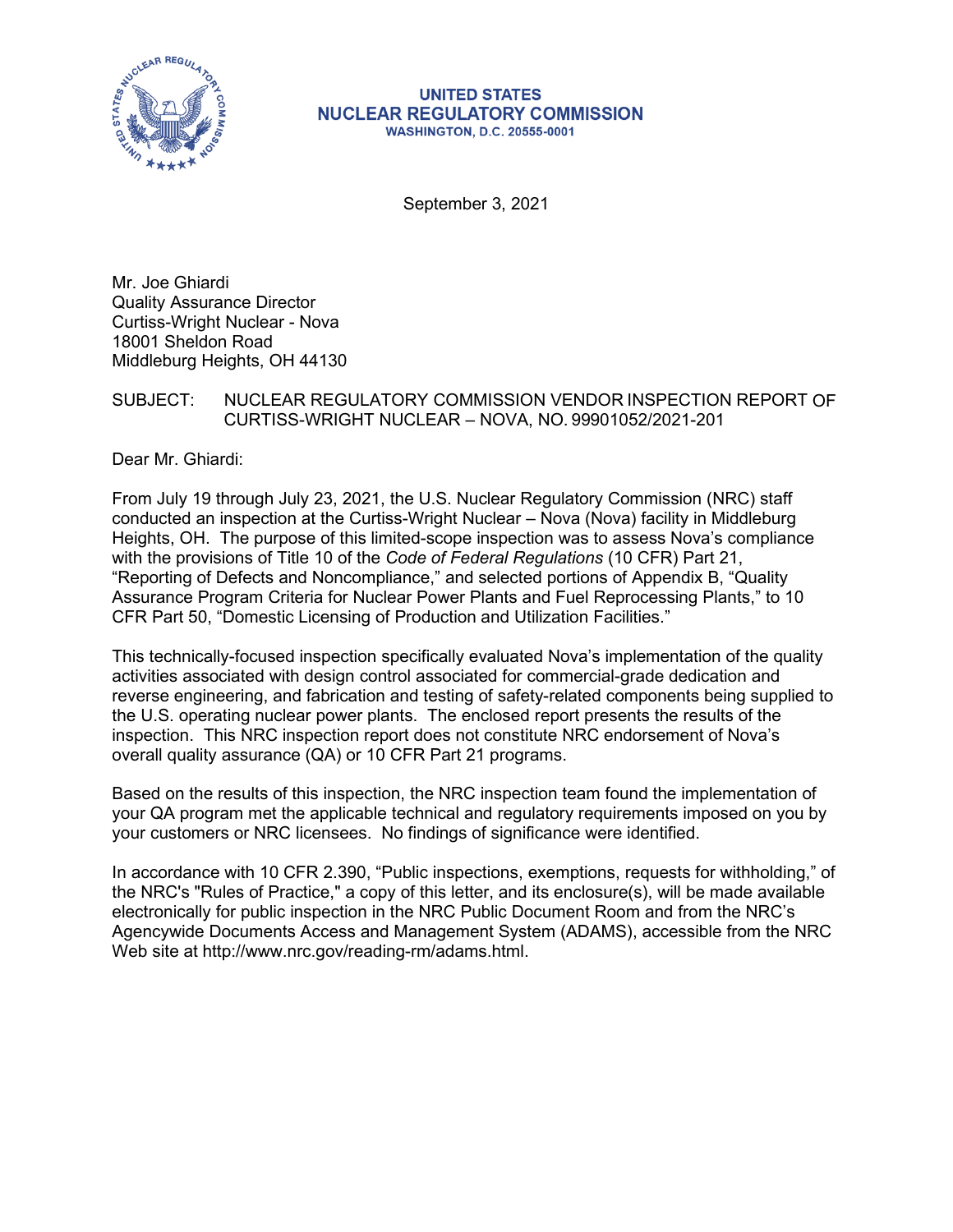**UNITED STATES**
**NUCLEAR REGULATORY COMMISSION**
**WASHINGTON, D.C. 20555-0001**

September 3, 2021

Mr. Joe Ghiardi
Quality Assurance Director
Curtiss-Wright Nuclear - Nova
18001 Sheldon Road
Middleburg Heights, OH 44130

SUBJECT: NUCLEAR REGULATORY COMMISSION VENDOR INSPECTION REPORT OF CURTISS-WRIGHT NUCLEAR – NOVA, NO. 99901052/2021-201

Dear Mr. Ghiardi:

From July 19 through July 23, 2021, the U.S. Nuclear Regulatory Commission (NRC) staff conducted an inspection at the Curtiss-Wright Nuclear – Nova (Nova) facility in Middleburg Heights, OH. The purpose of this limited-scope inspection was to assess Nova's compliance with the provisions of Title 10 of the *Code of Federal Regulations* (10 CFR) Part 21, "Reporting of Defects and Noncompliance," and selected portions of Appendix B, "Quality Assurance Program Criteria for Nuclear Power Plants and Fuel Reprocessing Plants," to 10 CFR Part 50, "Domestic Licensing of Production and Utilization Facilities."

This technically-focused inspection specifically evaluated Nova's implementation of the quality activities associated with design control associated for commercial-grade dedication and reverse engineering, and fabrication and testing of safety-related components being supplied to the U.S. operating nuclear power plants. The enclosed report presents the results of the inspection. This NRC inspection report does not constitute NRC endorsement of Nova's overall quality assurance (QA) or 10 CFR Part 21 programs.

Based on the results of this inspection, the NRC inspection team found the implementation of your QA program met the applicable technical and regulatory requirements imposed on you by your customers or NRC licensees. No findings of significance were identified.

In accordance with 10 CFR 2.390, "Public inspections, exemptions, requests for withholding," of the NRC's "Rules of Practice," a copy of this letter, and its enclosure(s), will be made available electronically for public inspection in the NRC Public Document Room and from the NRC's Agencywide Documents Access and Management System (ADAMS), accessible from the NRC Web site at http://www.nrc.gov/reading-rm/adams.html.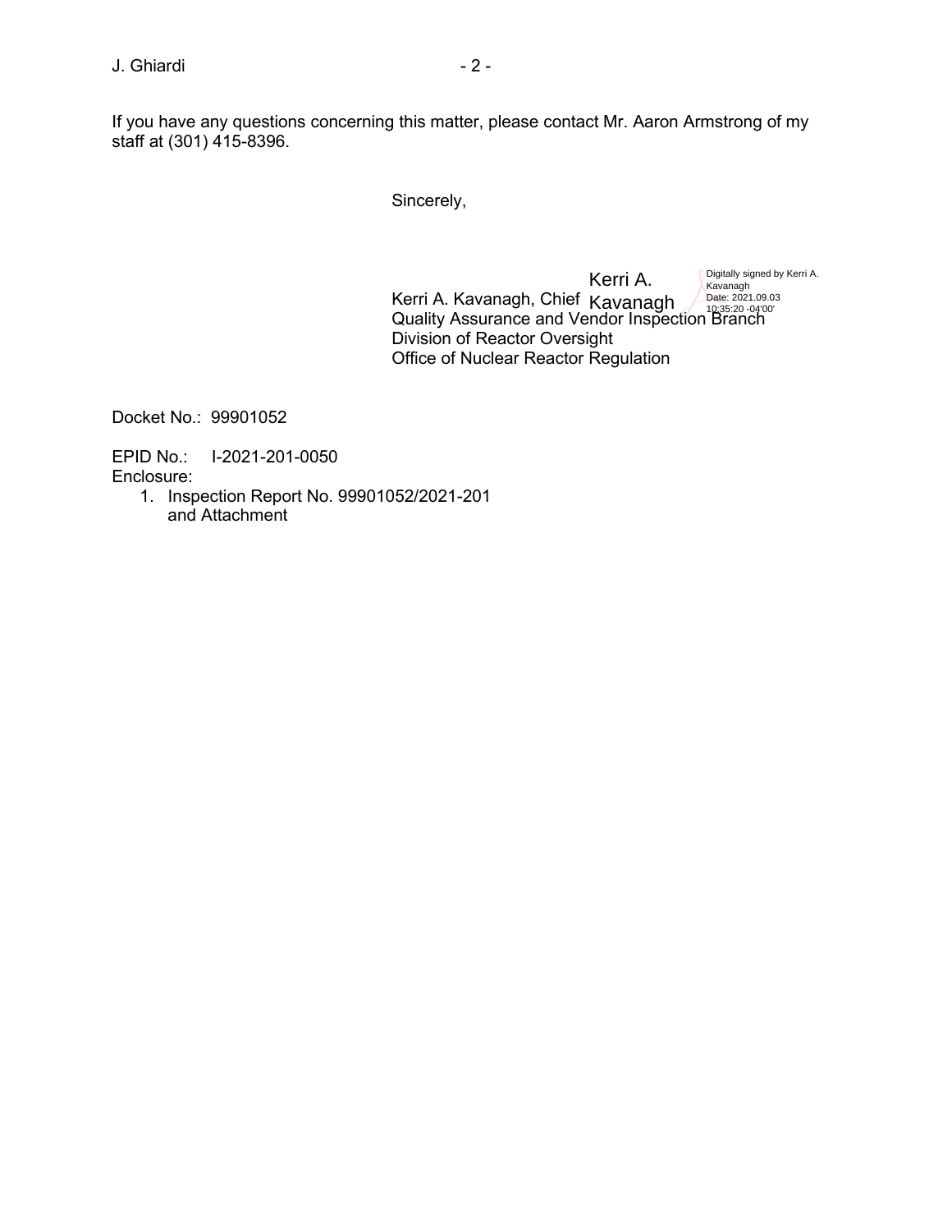If you have any questions concerning this matter, please contact Mr. Aaron Armstrong of my staff at (301) 415-8396.

Sincerely,

Kerri A. Kavanagh

Digitally signed by Kerri A. Kavanagh
Date: 2021.09.03 10:35:20 -04'00'

Kerri A. Kavanagh, Chief
Quality Assurance and Vendor Inspection Branch
Division of Reactor Oversight
Office of Nuclear Reactor Regulation

Docket No.: 99901052

EPID No.: I-2021-201-0050

Enclosure:

1. Inspection Report No. 99901052/2021-201 and Attachment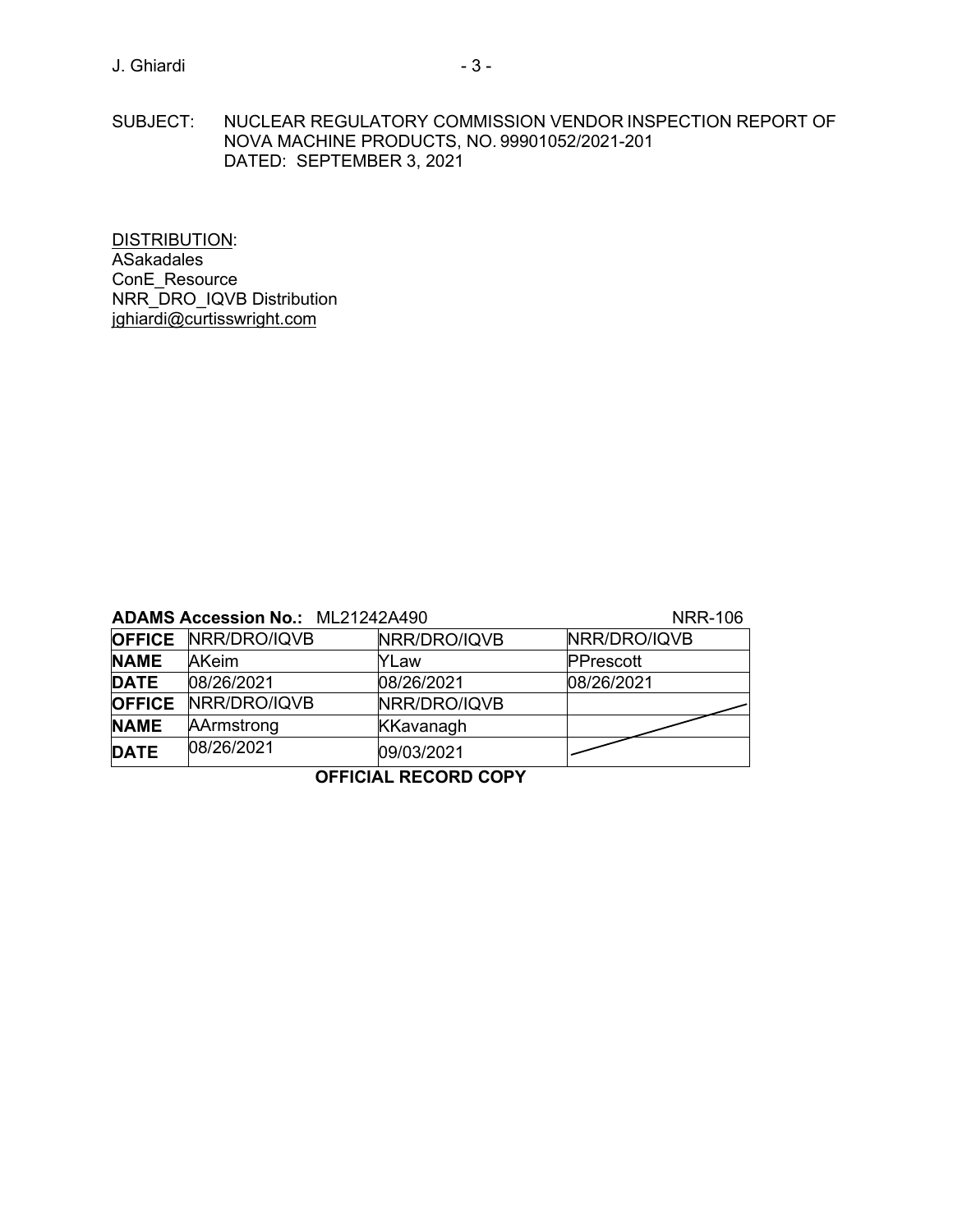SUBJECT: NUCLEAR REGULATORY COMMISSION VENDOR INSPECTION REPORT OF NOVA MACHINE PRODUCTS, NO. 99901052/2021-201 DATED: SEPTEMBER 3, 2021

DISTRIBUTION:
ASakadales
ConE_Resource
NRR_DRO_IQVB Distribution
jghiardi@curtisswright.com

**ADAMS Accession No.:** ML21242A490 NRR-106

| **OFFICE** | NRR/DRO/IQVB | NRR/DRO/IQVB | NRR/DRO/IQVB |
|---|---|---|---|
| **NAME** | AKeim | YLaw | PPrescott |
| **DATE** | 08/26/2021 | 08/26/2021 | 08/26/2021 |
| **OFFICE** | NRR/DRO/IQVB | NRR/DRO/IQVB | |
| **NAME** | AArmstrong | KKavanagh | |
| **DATE** | 08/26/2021 | 09/03/2021 | |

**OFFICIAL RECORD COPY**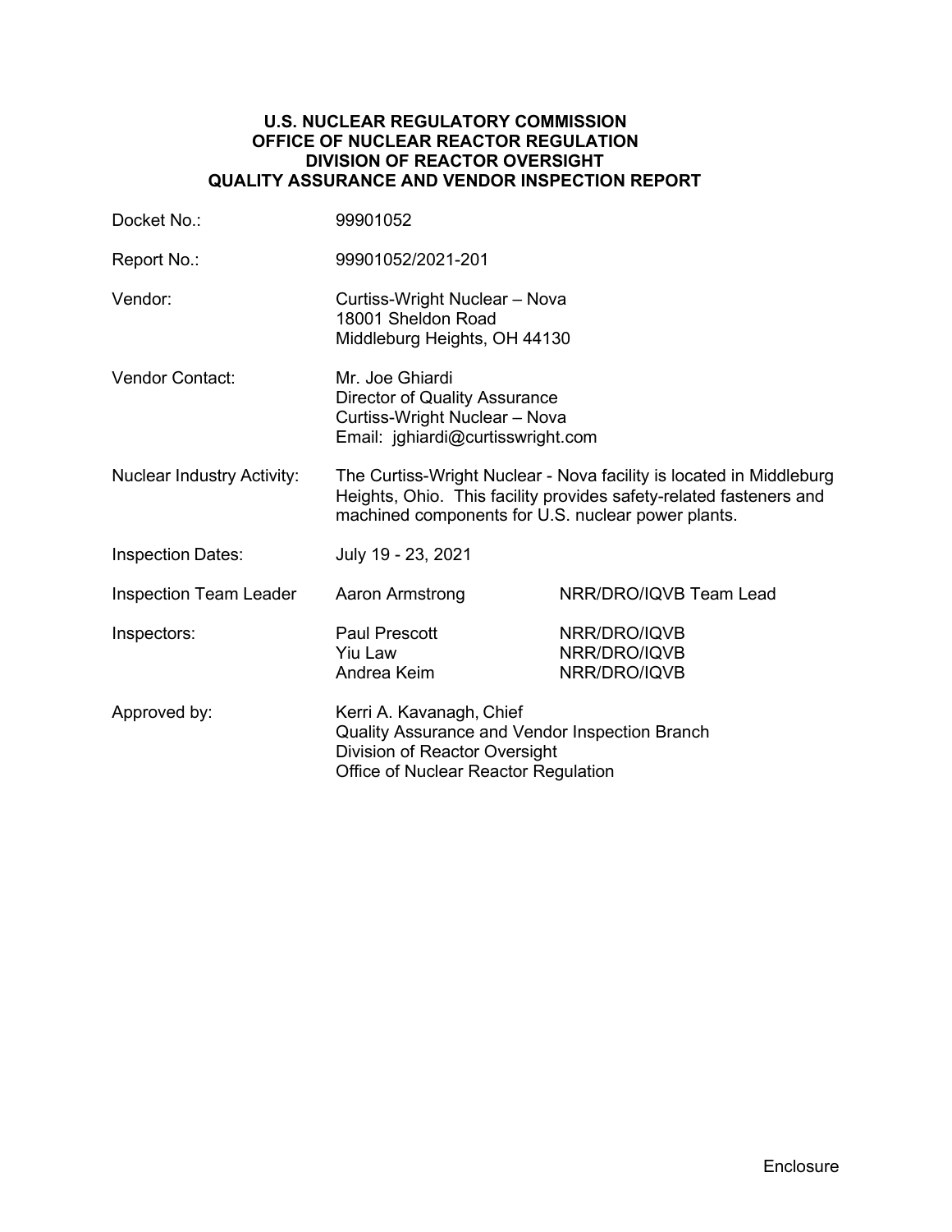**U.S. NUCLEAR REGULATORY COMMISSION**
**OFFICE OF NUCLEAR REACTOR REGULATION**
**DIVISION OF REACTOR OVERSIGHT**
**QUALITY ASSURANCE AND VENDOR INSPECTION REPORT**

| | | |
|---|---|---|
| Docket No.: | 99901052 | |
| Report No.: | 99901052/2021-201 | |
| Vendor: | Curtiss-Wright Nuclear – Nova<br>18001 Sheldon Road<br>Middleburg Heights, OH 44130 | |
| Vendor Contact: | Mr. Joe Ghiardi<br>Director of Quality Assurance<br>Curtiss-Wright Nuclear – Nova<br>Email: jghiardi@curtisswright.com | |
| Nuclear Industry Activity: | The Curtiss-Wright Nuclear - Nova facility is located in Middleburg Heights, Ohio. This facility provides safety-related fasteners and machined components for U.S. nuclear power plants. | |
| Inspection Dates: | July 19 - 23, 2021 | |
| Inspection Team Leader | Aaron Armstrong | NRR/DRO/IQVB Team Lead |
| Inspectors: | Paul Prescott<br>Yiu Law<br>Andrea Keim | NRR/DRO/IQVB<br>NRR/DRO/IQVB<br>NRR/DRO/IQVB |
| Approved by: | Kerri A. Kavanagh, Chief<br>Quality Assurance and Vendor Inspection Branch<br>Division of Reactor Oversight<br>Office of Nuclear Reactor Regulation | |

Enclosure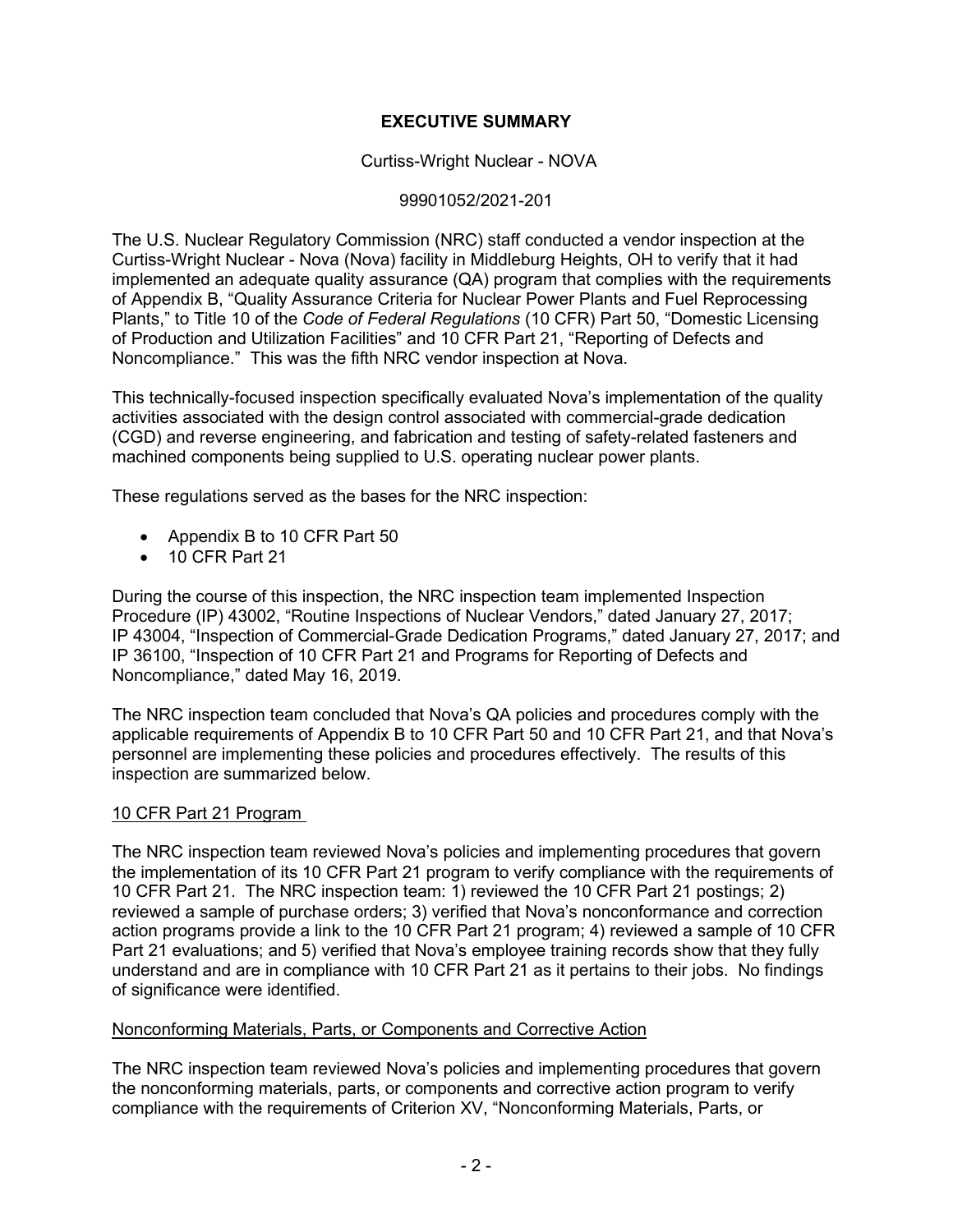# EXECUTIVE SUMMARY

Curtiss-Wright Nuclear - NOVA

99901052/2021-201

The U.S. Nuclear Regulatory Commission (NRC) staff conducted a vendor inspection at the Curtiss-Wright Nuclear - Nova (Nova) facility in Middleburg Heights, OH to verify that it had implemented an adequate quality assurance (QA) program that complies with the requirements of Appendix B, "Quality Assurance Criteria for Nuclear Power Plants and Fuel Reprocessing Plants," to Title 10 of the *Code of Federal Regulations* (10 CFR) Part 50, "Domestic Licensing of Production and Utilization Facilities" and 10 CFR Part 21, "Reporting of Defects and Noncompliance." This was the fifth NRC vendor inspection at Nova.

This technically-focused inspection specifically evaluated Nova's implementation of the quality activities associated with the design control associated with commercial-grade dedication (CGD) and reverse engineering, and fabrication and testing of safety-related fasteners and machined components being supplied to U.S. operating nuclear power plants.

These regulations served as the bases for the NRC inspection:

- Appendix B to 10 CFR Part 50
- 10 CFR Part 21

During the course of this inspection, the NRC inspection team implemented Inspection Procedure (IP) 43002, "Routine Inspections of Nuclear Vendors," dated January 27, 2017; IP 43004, "Inspection of Commercial-Grade Dedication Programs," dated January 27, 2017; and IP 36100, "Inspection of 10 CFR Part 21 and Programs for Reporting of Defects and Noncompliance," dated May 16, 2019.

The NRC inspection team concluded that Nova's QA policies and procedures comply with the applicable requirements of Appendix B to 10 CFR Part 50 and 10 CFR Part 21, and that Nova's personnel are implementing these policies and procedures effectively. The results of this inspection are summarized below.

## 10 CFR Part 21 Program

The NRC inspection team reviewed Nova's policies and implementing procedures that govern the implementation of its 10 CFR Part 21 program to verify compliance with the requirements of 10 CFR Part 21. The NRC inspection team: 1) reviewed the 10 CFR Part 21 postings; 2) reviewed a sample of purchase orders; 3) verified that Nova's nonconformance and correction action programs provide a link to the 10 CFR Part 21 program; 4) reviewed a sample of 10 CFR Part 21 evaluations; and 5) verified that Nova's employee training records show that they fully understand and are in compliance with 10 CFR Part 21 as it pertains to their jobs. No findings of significance were identified.

## Nonconforming Materials, Parts, or Components and Corrective Action

The NRC inspection team reviewed Nova's policies and implementing procedures that govern the nonconforming materials, parts, or components and corrective action program to verify compliance with the requirements of Criterion XV, "Nonconforming Materials, Parts, or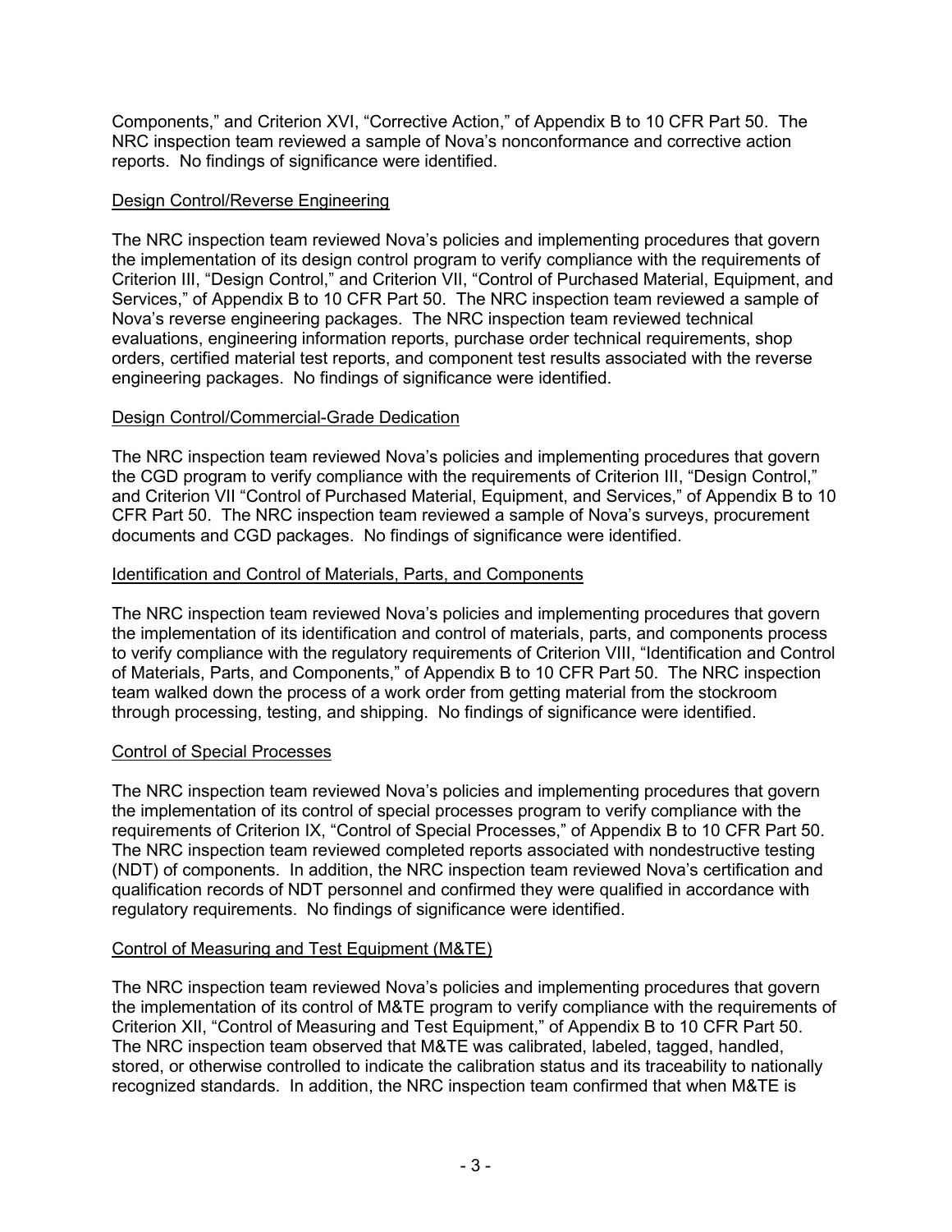Components," and Criterion XVI, "Corrective Action," of Appendix B to 10 CFR Part 50. The NRC inspection team reviewed a sample of Nova's nonconformance and corrective action reports. No findings of significance were identified.

## Design Control/Reverse Engineering

The NRC inspection team reviewed Nova's policies and implementing procedures that govern the implementation of its design control program to verify compliance with the requirements of Criterion III, "Design Control," and Criterion VII, "Control of Purchased Material, Equipment, and Services," of Appendix B to 10 CFR Part 50. The NRC inspection team reviewed a sample of Nova's reverse engineering packages. The NRC inspection team reviewed technical evaluations, engineering information reports, purchase order technical requirements, shop orders, certified material test reports, and component test results associated with the reverse engineering packages. No findings of significance were identified.

## Design Control/Commercial-Grade Dedication

The NRC inspection team reviewed Nova's policies and implementing procedures that govern the CGD program to verify compliance with the requirements of Criterion III, "Design Control," and Criterion VII "Control of Purchased Material, Equipment, and Services," of Appendix B to 10 CFR Part 50. The NRC inspection team reviewed a sample of Nova's surveys, procurement documents and CGD packages. No findings of significance were identified.

## Identification and Control of Materials, Parts, and Components

The NRC inspection team reviewed Nova's policies and implementing procedures that govern the implementation of its identification and control of materials, parts, and components process to verify compliance with the regulatory requirements of Criterion VIII, "Identification and Control of Materials, Parts, and Components," of Appendix B to 10 CFR Part 50. The NRC inspection team walked down the process of a work order from getting material from the stockroom through processing, testing, and shipping. No findings of significance were identified.

## Control of Special Processes

The NRC inspection team reviewed Nova's policies and implementing procedures that govern the implementation of its control of special processes program to verify compliance with the requirements of Criterion IX, "Control of Special Processes," of Appendix B to 10 CFR Part 50. The NRC inspection team reviewed completed reports associated with nondestructive testing (NDT) of components. In addition, the NRC inspection team reviewed Nova's certification and qualification records of NDT personnel and confirmed they were qualified in accordance with regulatory requirements. No findings of significance were identified.

## Control of Measuring and Test Equipment (M&TE)

The NRC inspection team reviewed Nova's policies and implementing procedures that govern the implementation of its control of M&TE program to verify compliance with the requirements of Criterion XII, "Control of Measuring and Test Equipment," of Appendix B to 10 CFR Part 50. The NRC inspection team observed that M&TE was calibrated, labeled, tagged, handled, stored, or otherwise controlled to indicate the calibration status and its traceability to nationally recognized standards. In addition, the NRC inspection team confirmed that when M&TE is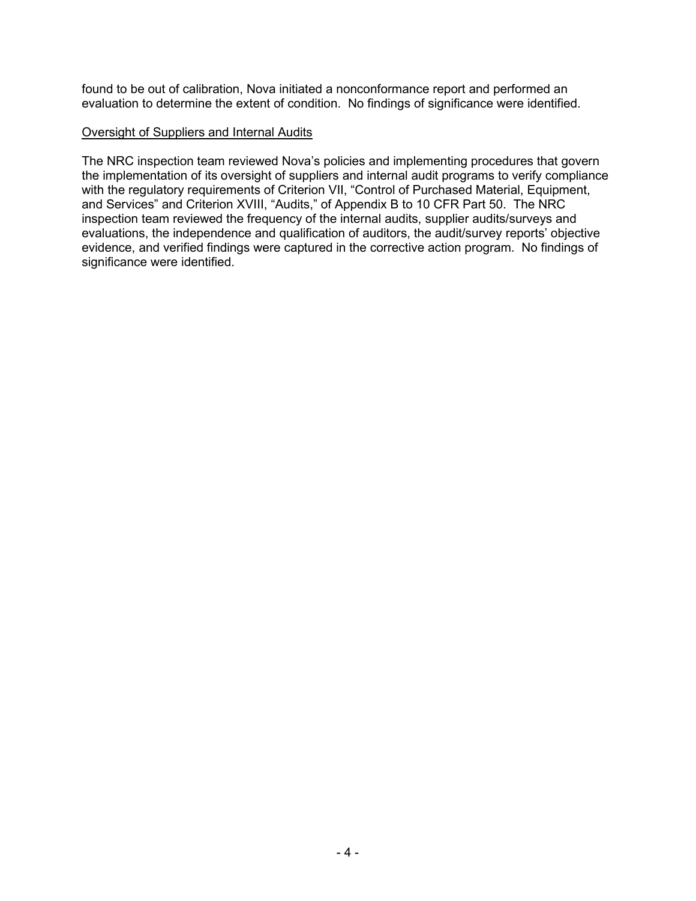found to be out of calibration, Nova initiated a nonconformance report and performed an evaluation to determine the extent of condition. No findings of significance were identified.

Oversight of Suppliers and Internal Audits

The NRC inspection team reviewed Nova's policies and implementing procedures that govern the implementation of its oversight of suppliers and internal audit programs to verify compliance with the regulatory requirements of Criterion VII, "Control of Purchased Material, Equipment, and Services" and Criterion XVIII, "Audits," of Appendix B to 10 CFR Part 50. The NRC inspection team reviewed the frequency of the internal audits, supplier audits/surveys and evaluations, the independence and qualification of auditors, the audit/survey reports' objective evidence, and verified findings were captured in the corrective action program. No findings of significance were identified.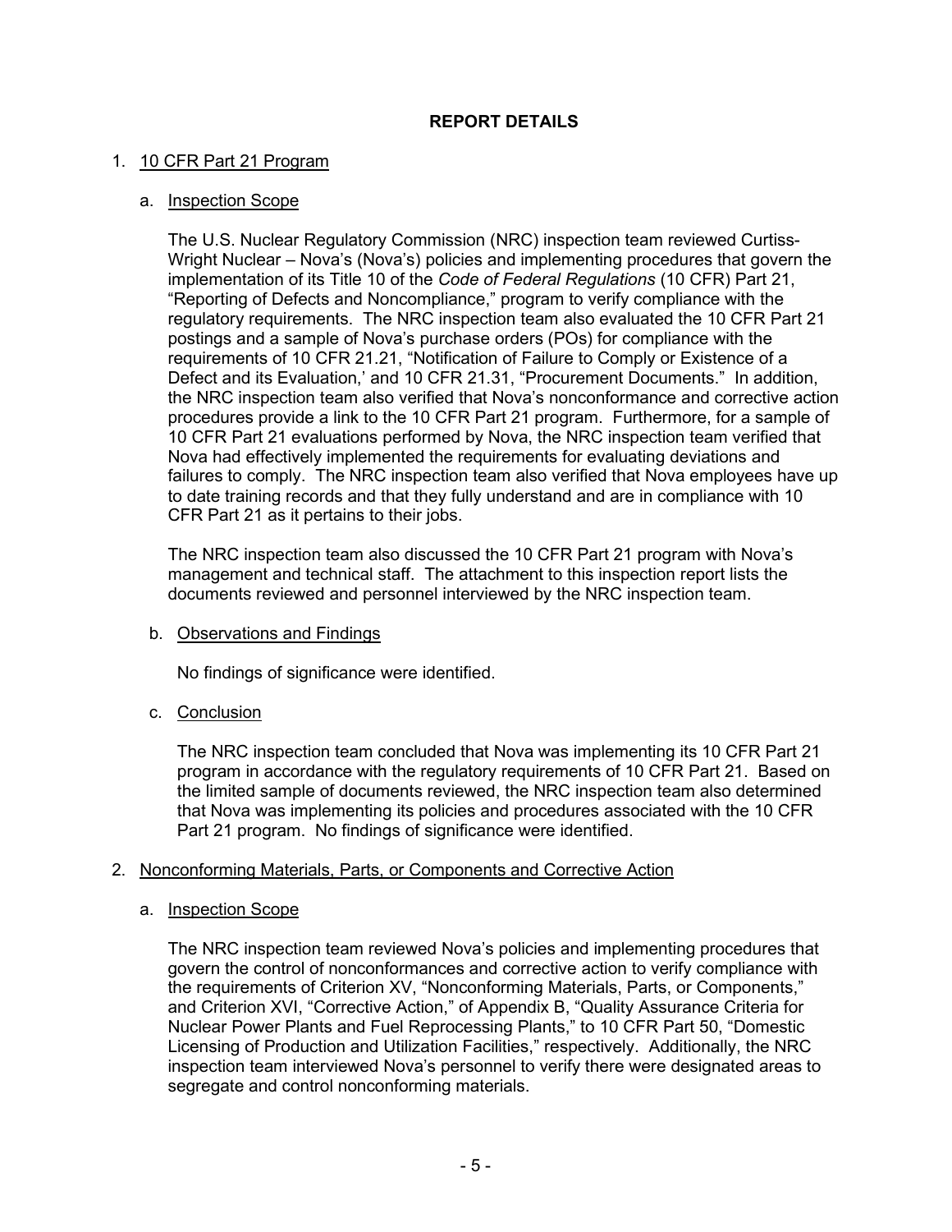**REPORT DETAILS**

1. 10 CFR Part 21 Program

   a. Inspection Scope

   The U.S. Nuclear Regulatory Commission (NRC) inspection team reviewed Curtiss-Wright Nuclear – Nova's (Nova's) policies and implementing procedures that govern the implementation of its Title 10 of the *Code of Federal Regulations* (10 CFR) Part 21, "Reporting of Defects and Noncompliance," program to verify compliance with the regulatory requirements. The NRC inspection team also evaluated the 10 CFR Part 21 postings and a sample of Nova's purchase orders (POs) for compliance with the requirements of 10 CFR 21.21, "Notification of Failure to Comply or Existence of a Defect and its Evaluation,' and 10 CFR 21.31, "Procurement Documents." In addition, the NRC inspection team also verified that Nova's nonconformance and corrective action procedures provide a link to the 10 CFR Part 21 program. Furthermore, for a sample of 10 CFR Part 21 evaluations performed by Nova, the NRC inspection team verified that Nova had effectively implemented the requirements for evaluating deviations and failures to comply. The NRC inspection team also verified that Nova employees have up to date training records and that they fully understand and are in compliance with 10 CFR Part 21 as it pertains to their jobs.

   The NRC inspection team also discussed the 10 CFR Part 21 program with Nova's management and technical staff. The attachment to this inspection report lists the documents reviewed and personnel interviewed by the NRC inspection team.

   b. Observations and Findings

   No findings of significance were identified.

   c. Conclusion

   The NRC inspection team concluded that Nova was implementing its 10 CFR Part 21 program in accordance with the regulatory requirements of 10 CFR Part 21. Based on the limited sample of documents reviewed, the NRC inspection team also determined that Nova was implementing its policies and procedures associated with the 10 CFR Part 21 program. No findings of significance were identified.

2. Nonconforming Materials, Parts, or Components and Corrective Action

   a. Inspection Scope

   The NRC inspection team reviewed Nova's policies and implementing procedures that govern the control of nonconformances and corrective action to verify compliance with the requirements of Criterion XV, "Nonconforming Materials, Parts, or Components," and Criterion XVI, "Corrective Action," of Appendix B, "Quality Assurance Criteria for Nuclear Power Plants and Fuel Reprocessing Plants," to 10 CFR Part 50, "Domestic Licensing of Production and Utilization Facilities," respectively. Additionally, the NRC inspection team interviewed Nova's personnel to verify there were designated areas to segregate and control nonconforming materials.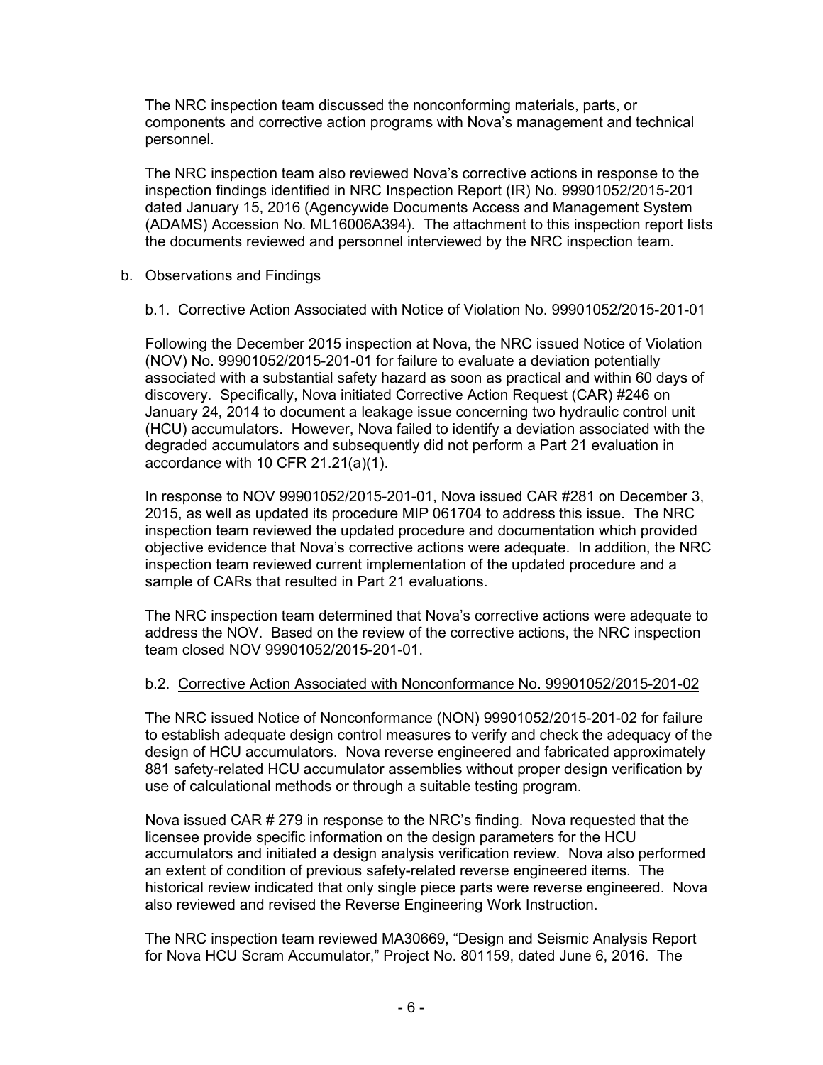The NRC inspection team discussed the nonconforming materials, parts, or components and corrective action programs with Nova's management and technical personnel.

The NRC inspection team also reviewed Nova's corrective actions in response to the inspection findings identified in NRC Inspection Report (IR) No. 99901052/2015-201 dated January 15, 2016 (Agencywide Documents Access and Management System (ADAMS) Accession No. ML16006A394). The attachment to this inspection report lists the documents reviewed and personnel interviewed by the NRC inspection team.

b. Observations and Findings

b.1. Corrective Action Associated with Notice of Violation No. 99901052/2015-201-01

Following the December 2015 inspection at Nova, the NRC issued Notice of Violation (NOV) No. 99901052/2015-201-01 for failure to evaluate a deviation potentially associated with a substantial safety hazard as soon as practical and within 60 days of discovery. Specifically, Nova initiated Corrective Action Request (CAR) #246 on January 24, 2014 to document a leakage issue concerning two hydraulic control unit (HCU) accumulators. However, Nova failed to identify a deviation associated with the degraded accumulators and subsequently did not perform a Part 21 evaluation in accordance with 10 CFR 21.21(a)(1).

In response to NOV 99901052/2015-201-01, Nova issued CAR #281 on December 3, 2015, as well as updated its procedure MIP 061704 to address this issue. The NRC inspection team reviewed the updated procedure and documentation which provided objective evidence that Nova's corrective actions were adequate. In addition, the NRC inspection team reviewed current implementation of the updated procedure and a sample of CARs that resulted in Part 21 evaluations.

The NRC inspection team determined that Nova's corrective actions were adequate to address the NOV. Based on the review of the corrective actions, the NRC inspection team closed NOV 99901052/2015-201-01.

b.2. Corrective Action Associated with Nonconformance No. 99901052/2015-201-02

The NRC issued Notice of Nonconformance (NON) 99901052/2015-201-02 for failure to establish adequate design control measures to verify and check the adequacy of the design of HCU accumulators. Nova reverse engineered and fabricated approximately 881 safety-related HCU accumulator assemblies without proper design verification by use of calculational methods or through a suitable testing program.

Nova issued CAR # 279 in response to the NRC's finding. Nova requested that the licensee provide specific information on the design parameters for the HCU accumulators and initiated a design analysis verification review. Nova also performed an extent of condition of previous safety-related reverse engineered items. The historical review indicated that only single piece parts were reverse engineered. Nova also reviewed and revised the Reverse Engineering Work Instruction.

The NRC inspection team reviewed MA30669, "Design and Seismic Analysis Report for Nova HCU Scram Accumulator," Project No. 801159, dated June 6, 2016. The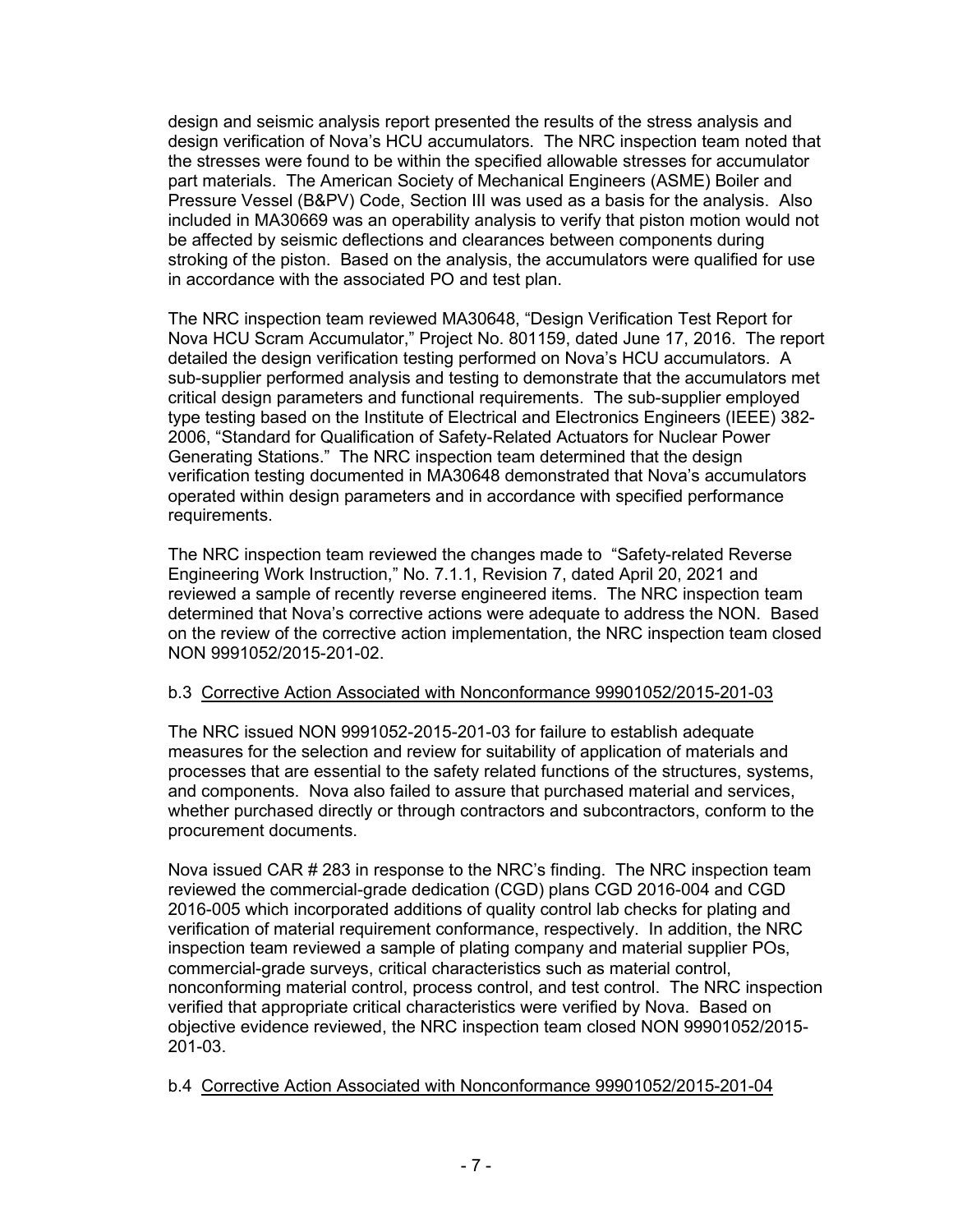design and seismic analysis report presented the results of the stress analysis and design verification of Nova's HCU accumulators. The NRC inspection team noted that the stresses were found to be within the specified allowable stresses for accumulator part materials. The American Society of Mechanical Engineers (ASME) Boiler and Pressure Vessel (B&PV) Code, Section III was used as a basis for the analysis. Also included in MA30669 was an operability analysis to verify that piston motion would not be affected by seismic deflections and clearances between components during stroking of the piston. Based on the analysis, the accumulators were qualified for use in accordance with the associated PO and test plan.

The NRC inspection team reviewed MA30648, "Design Verification Test Report for Nova HCU Scram Accumulator," Project No. 801159, dated June 17, 2016. The report detailed the design verification testing performed on Nova's HCU accumulators. A sub-supplier performed analysis and testing to demonstrate that the accumulators met critical design parameters and functional requirements. The sub-supplier employed type testing based on the Institute of Electrical and Electronics Engineers (IEEE) 382-2006, "Standard for Qualification of Safety-Related Actuators for Nuclear Power Generating Stations." The NRC inspection team determined that the design verification testing documented in MA30648 demonstrated that Nova's accumulators operated within design parameters and in accordance with specified performance requirements.

The NRC inspection team reviewed the changes made to "Safety-related Reverse Engineering Work Instruction," No. 7.1.1, Revision 7, dated April 20, 2021 and reviewed a sample of recently reverse engineered items. The NRC inspection team determined that Nova's corrective actions were adequate to address the NON. Based on the review of the corrective action implementation, the NRC inspection team closed NON 9991052/2015-201-02.

b.3 <u>Corrective Action Associated with Nonconformance 99901052/2015-201-03</u>

The NRC issued NON 9991052-2015-201-03 for failure to establish adequate measures for the selection and review for suitability of application of materials and processes that are essential to the safety related functions of the structures, systems, and components. Nova also failed to assure that purchased material and services, whether purchased directly or through contractors and subcontractors, conform to the procurement documents.

Nova issued CAR # 283 in response to the NRC's finding. The NRC inspection team reviewed the commercial-grade dedication (CGD) plans CGD 2016-004 and CGD 2016-005 which incorporated additions of quality control lab checks for plating and verification of material requirement conformance, respectively. In addition, the NRC inspection team reviewed a sample of plating company and material supplier POs, commercial-grade surveys, critical characteristics such as material control, nonconforming material control, process control, and test control. The NRC inspection verified that appropriate critical characteristics were verified by Nova. Based on objective evidence reviewed, the NRC inspection team closed NON 99901052/2015-201-03.

b.4 <u>Corrective Action Associated with Nonconformance 99901052/2015-201-04</u>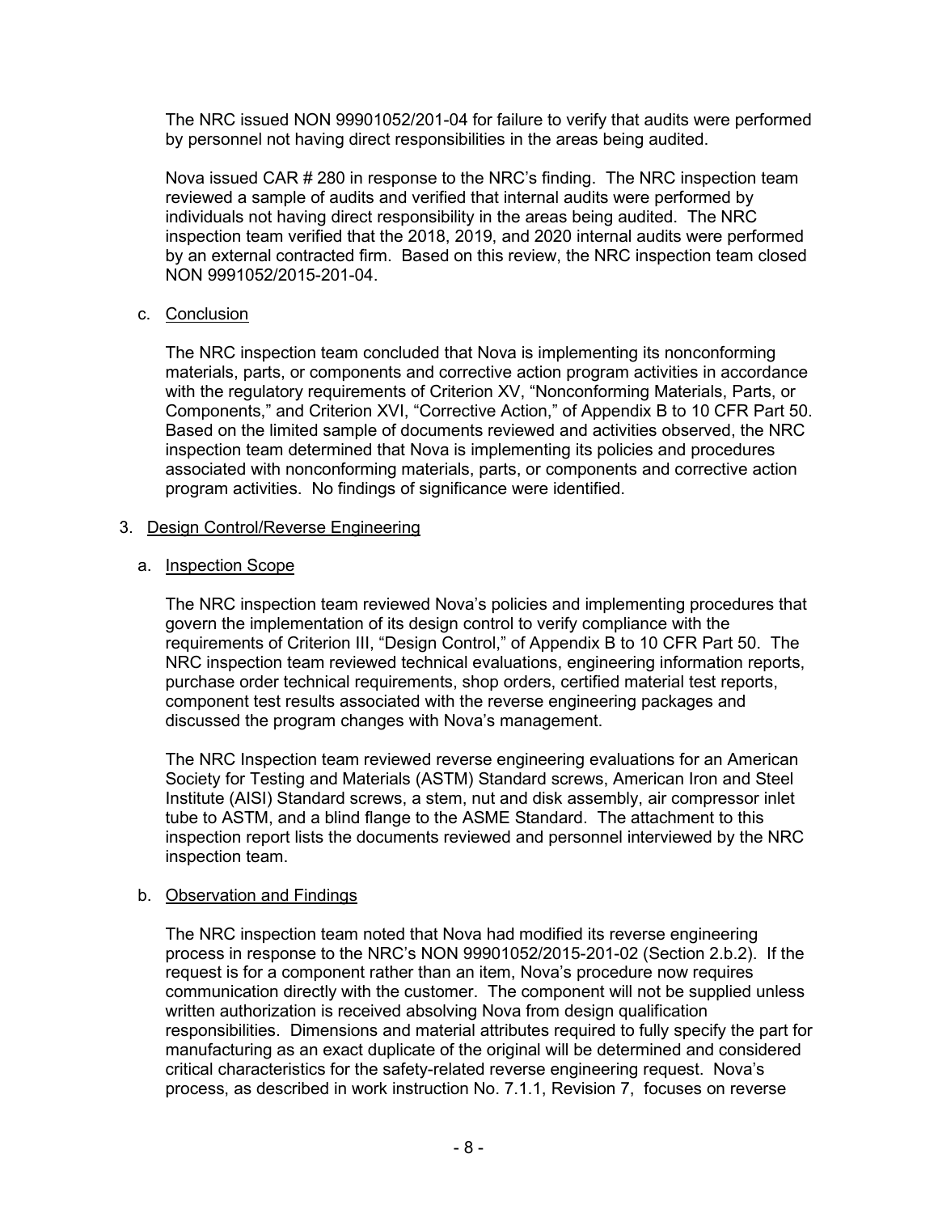The NRC issued NON 99901052/201-04 for failure to verify that audits were performed by personnel not having direct responsibilities in the areas being audited.

Nova issued CAR # 280 in response to the NRC's finding. The NRC inspection team reviewed a sample of audits and verified that internal audits were performed by individuals not having direct responsibility in the areas being audited. The NRC inspection team verified that the 2018, 2019, and 2020 internal audits were performed by an external contracted firm. Based on this review, the NRC inspection team closed NON 9991052/2015-201-04.

c. Conclusion

The NRC inspection team concluded that Nova is implementing its nonconforming materials, parts, or components and corrective action program activities in accordance with the regulatory requirements of Criterion XV, "Nonconforming Materials, Parts, or Components," and Criterion XVI, "Corrective Action," of Appendix B to 10 CFR Part 50. Based on the limited sample of documents reviewed and activities observed, the NRC inspection team determined that Nova is implementing its policies and procedures associated with nonconforming materials, parts, or components and corrective action program activities. No findings of significance were identified.

## 3. Design Control/Reverse Engineering

a. Inspection Scope

The NRC inspection team reviewed Nova's policies and implementing procedures that govern the implementation of its design control to verify compliance with the requirements of Criterion III, "Design Control," of Appendix B to 10 CFR Part 50. The NRC inspection team reviewed technical evaluations, engineering information reports, purchase order technical requirements, shop orders, certified material test reports, component test results associated with the reverse engineering packages and discussed the program changes with Nova's management.

The NRC Inspection team reviewed reverse engineering evaluations for an American Society for Testing and Materials (ASTM) Standard screws, American Iron and Steel Institute (AISI) Standard screws, a stem, nut and disk assembly, air compressor inlet tube to ASTM, and a blind flange to the ASME Standard. The attachment to this inspection report lists the documents reviewed and personnel interviewed by the NRC inspection team.

b. Observation and Findings

The NRC inspection team noted that Nova had modified its reverse engineering process in response to the NRC's NON 99901052/2015-201-02 (Section 2.b.2). If the request is for a component rather than an item, Nova's procedure now requires communication directly with the customer. The component will not be supplied unless written authorization is received absolving Nova from design qualification responsibilities. Dimensions and material attributes required to fully specify the part for manufacturing as an exact duplicate of the original will be determined and considered critical characteristics for the safety-related reverse engineering request. Nova's process, as described in work instruction No. 7.1.1, Revision 7, focuses on reverse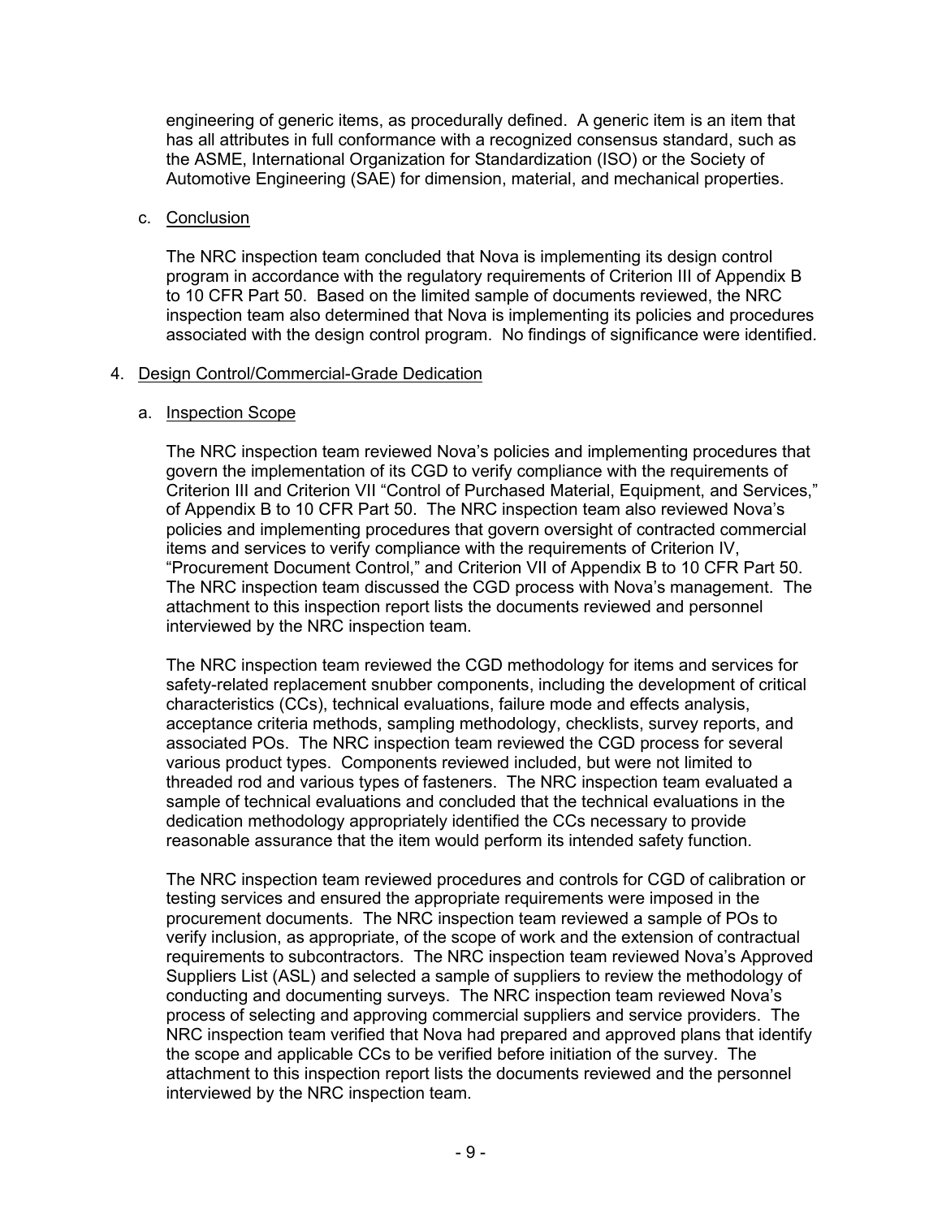engineering of generic items, as procedurally defined. A generic item is an item that has all attributes in full conformance with a recognized consensus standard, such as the ASME, International Organization for Standardization (ISO) or the Society of Automotive Engineering (SAE) for dimension, material, and mechanical properties.

c. Conclusion

The NRC inspection team concluded that Nova is implementing its design control program in accordance with the regulatory requirements of Criterion III of Appendix B to 10 CFR Part 50. Based on the limited sample of documents reviewed, the NRC inspection team also determined that Nova is implementing its policies and procedures associated with the design control program. No findings of significance were identified.

## 4. Design Control/Commercial-Grade Dedication

a. Inspection Scope

The NRC inspection team reviewed Nova's policies and implementing procedures that govern the implementation of its CGD to verify compliance with the requirements of Criterion III and Criterion VII "Control of Purchased Material, Equipment, and Services," of Appendix B to 10 CFR Part 50. The NRC inspection team also reviewed Nova's policies and implementing procedures that govern oversight of contracted commercial items and services to verify compliance with the requirements of Criterion IV, "Procurement Document Control," and Criterion VII of Appendix B to 10 CFR Part 50. The NRC inspection team discussed the CGD process with Nova's management. The attachment to this inspection report lists the documents reviewed and personnel interviewed by the NRC inspection team.

The NRC inspection team reviewed the CGD methodology for items and services for safety-related replacement snubber components, including the development of critical characteristics (CCs), technical evaluations, failure mode and effects analysis, acceptance criteria methods, sampling methodology, checklists, survey reports, and associated POs. The NRC inspection team reviewed the CGD process for several various product types. Components reviewed included, but were not limited to threaded rod and various types of fasteners. The NRC inspection team evaluated a sample of technical evaluations and concluded that the technical evaluations in the dedication methodology appropriately identified the CCs necessary to provide reasonable assurance that the item would perform its intended safety function.

The NRC inspection team reviewed procedures and controls for CGD of calibration or testing services and ensured the appropriate requirements were imposed in the procurement documents. The NRC inspection team reviewed a sample of POs to verify inclusion, as appropriate, of the scope of work and the extension of contractual requirements to subcontractors. The NRC inspection team reviewed Nova's Approved Suppliers List (ASL) and selected a sample of suppliers to review the methodology of conducting and documenting surveys. The NRC inspection team reviewed Nova's process of selecting and approving commercial suppliers and service providers. The NRC inspection team verified that Nova had prepared and approved plans that identify the scope and applicable CCs to be verified before initiation of the survey. The attachment to this inspection report lists the documents reviewed and the personnel interviewed by the NRC inspection team.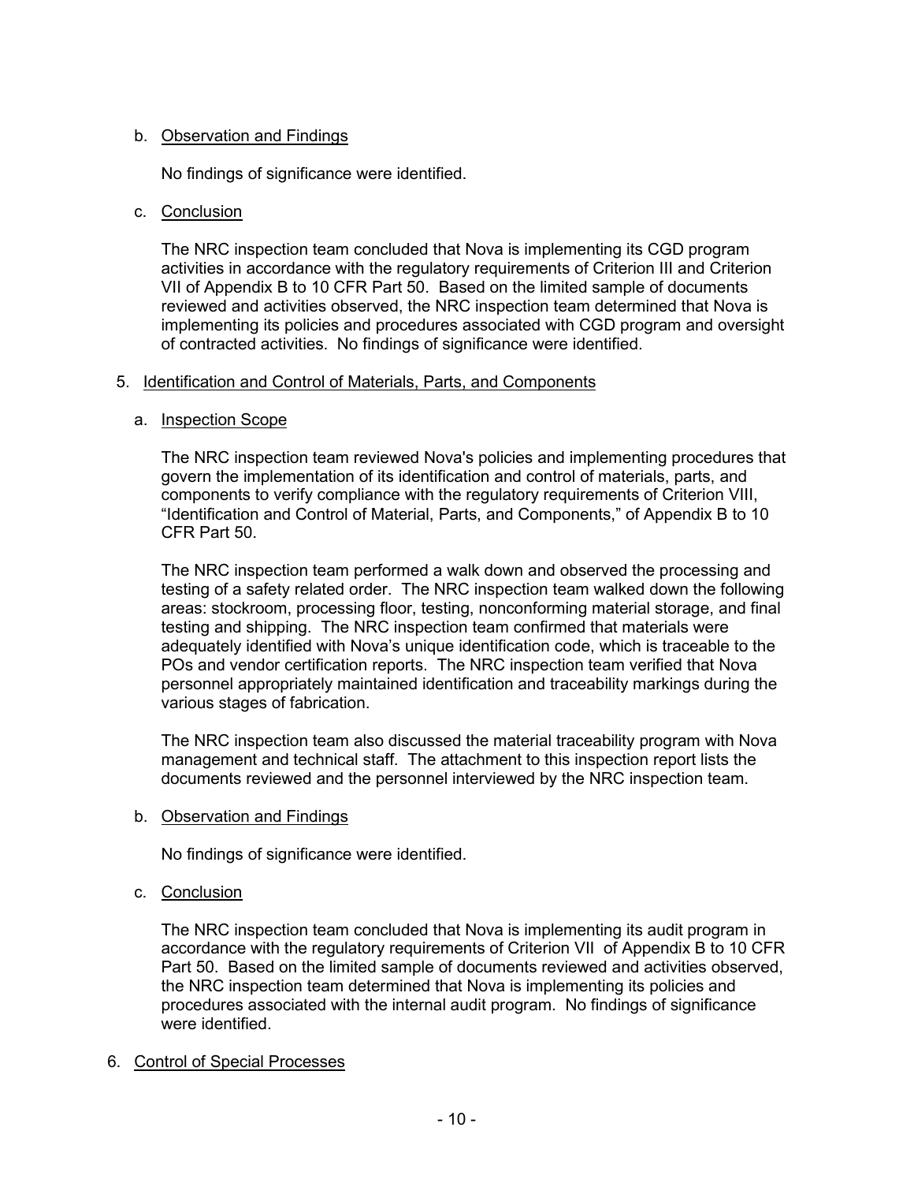b. Observation and Findings

No findings of significance were identified.

c. Conclusion

The NRC inspection team concluded that Nova is implementing its CGD program activities in accordance with the regulatory requirements of Criterion III and Criterion VII of Appendix B to 10 CFR Part 50. Based on the limited sample of documents reviewed and activities observed, the NRC inspection team determined that Nova is implementing its policies and procedures associated with CGD program and oversight of contracted activities. No findings of significance were identified.

5. Identification and Control of Materials, Parts, and Components

a. Inspection Scope

The NRC inspection team reviewed Nova's policies and implementing procedures that govern the implementation of its identification and control of materials, parts, and components to verify compliance with the regulatory requirements of Criterion VIII, "Identification and Control of Material, Parts, and Components," of Appendix B to 10 CFR Part 50.

The NRC inspection team performed a walk down and observed the processing and testing of a safety related order. The NRC inspection team walked down the following areas: stockroom, processing floor, testing, nonconforming material storage, and final testing and shipping. The NRC inspection team confirmed that materials were adequately identified with Nova's unique identification code, which is traceable to the POs and vendor certification reports. The NRC inspection team verified that Nova personnel appropriately maintained identification and traceability markings during the various stages of fabrication.

The NRC inspection team also discussed the material traceability program with Nova management and technical staff. The attachment to this inspection report lists the documents reviewed and the personnel interviewed by the NRC inspection team.

b. Observation and Findings

No findings of significance were identified.

c. Conclusion

The NRC inspection team concluded that Nova is implementing its audit program in accordance with the regulatory requirements of Criterion VII of Appendix B to 10 CFR Part 50. Based on the limited sample of documents reviewed and activities observed, the NRC inspection team determined that Nova is implementing its policies and procedures associated with the internal audit program. No findings of significance were identified.

6. Control of Special Processes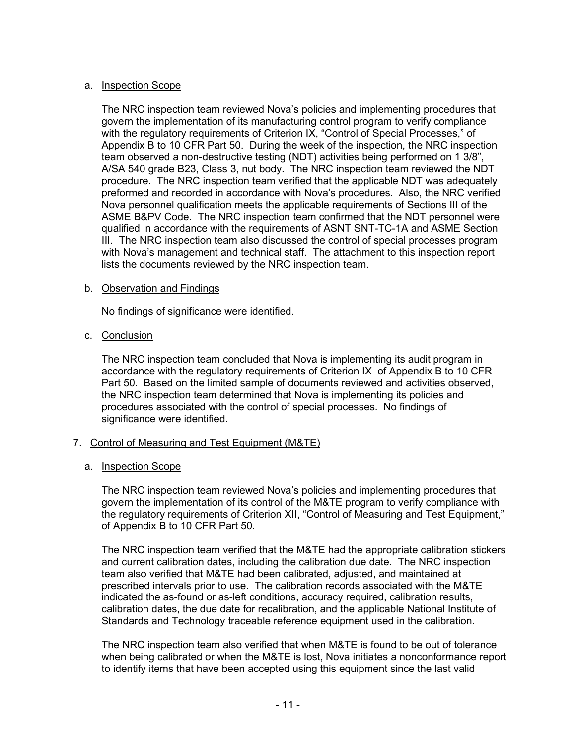a. Inspection Scope

The NRC inspection team reviewed Nova's policies and implementing procedures that govern the implementation of its manufacturing control program to verify compliance with the regulatory requirements of Criterion IX, "Control of Special Processes," of Appendix B to 10 CFR Part 50. During the week of the inspection, the NRC inspection team observed a non-destructive testing (NDT) activities being performed on 1 3/8", A/SA 540 grade B23, Class 3, nut body. The NRC inspection team reviewed the NDT procedure. The NRC inspection team verified that the applicable NDT was adequately preformed and recorded in accordance with Nova's procedures. Also, the NRC verified Nova personnel qualification meets the applicable requirements of Sections III of the ASME B&PV Code. The NRC inspection team confirmed that the NDT personnel were qualified in accordance with the requirements of ASNT SNT-TC-1A and ASME Section III. The NRC inspection team also discussed the control of special processes program with Nova's management and technical staff. The attachment to this inspection report lists the documents reviewed by the NRC inspection team.

b. Observation and Findings

No findings of significance were identified.

c. Conclusion

The NRC inspection team concluded that Nova is implementing its audit program in accordance with the regulatory requirements of Criterion IX of Appendix B to 10 CFR Part 50. Based on the limited sample of documents reviewed and activities observed, the NRC inspection team determined that Nova is implementing its policies and procedures associated with the control of special processes. No findings of significance were identified.

7. Control of Measuring and Test Equipment (M&TE)

a. Inspection Scope

The NRC inspection team reviewed Nova's policies and implementing procedures that govern the implementation of its control of the M&TE program to verify compliance with the regulatory requirements of Criterion XII, "Control of Measuring and Test Equipment," of Appendix B to 10 CFR Part 50.

The NRC inspection team verified that the M&TE had the appropriate calibration stickers and current calibration dates, including the calibration due date. The NRC inspection team also verified that M&TE had been calibrated, adjusted, and maintained at prescribed intervals prior to use. The calibration records associated with the M&TE indicated the as-found or as-left conditions, accuracy required, calibration results, calibration dates, the due date for recalibration, and the applicable National Institute of Standards and Technology traceable reference equipment used in the calibration.

The NRC inspection team also verified that when M&TE is found to be out of tolerance when being calibrated or when the M&TE is lost, Nova initiates a nonconformance report to identify items that have been accepted using this equipment since the last valid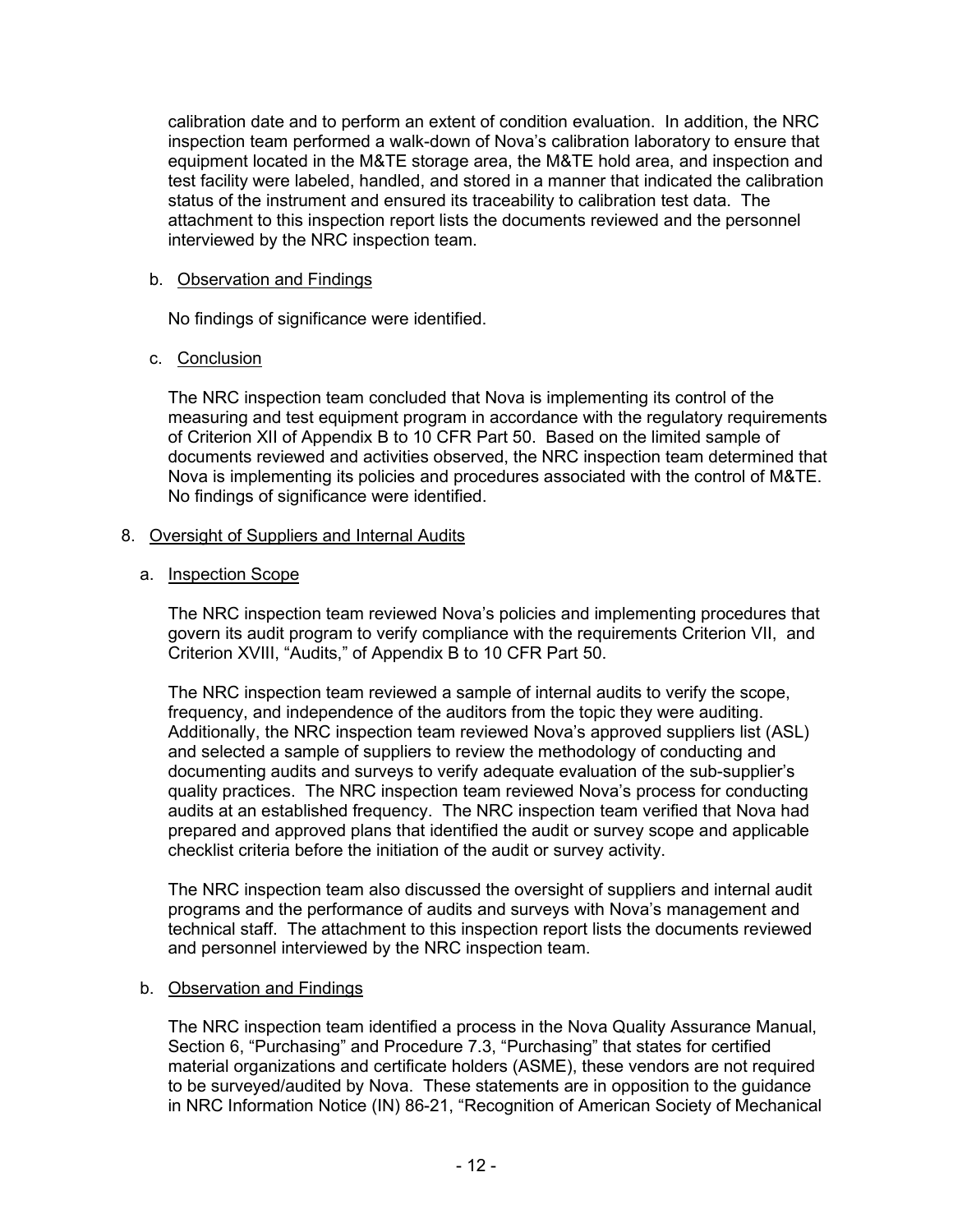calibration date and to perform an extent of condition evaluation. In addition, the NRC inspection team performed a walk-down of Nova's calibration laboratory to ensure that equipment located in the M&TE storage area, the M&TE hold area, and inspection and test facility were labeled, handled, and stored in a manner that indicated the calibration status of the instrument and ensured its traceability to calibration test data. The attachment to this inspection report lists the documents reviewed and the personnel interviewed by the NRC inspection team.

b. Observation and Findings

No findings of significance were identified.

c. Conclusion

The NRC inspection team concluded that Nova is implementing its control of the measuring and test equipment program in accordance with the regulatory requirements of Criterion XII of Appendix B to 10 CFR Part 50. Based on the limited sample of documents reviewed and activities observed, the NRC inspection team determined that Nova is implementing its policies and procedures associated with the control of M&TE. No findings of significance were identified.

8. Oversight of Suppliers and Internal Audits

a. Inspection Scope

The NRC inspection team reviewed Nova's policies and implementing procedures that govern its audit program to verify compliance with the requirements Criterion VII, and Criterion XVIII, "Audits," of Appendix B to 10 CFR Part 50.

The NRC inspection team reviewed a sample of internal audits to verify the scope, frequency, and independence of the auditors from the topic they were auditing. Additionally, the NRC inspection team reviewed Nova's approved suppliers list (ASL) and selected a sample of suppliers to review the methodology of conducting and documenting audits and surveys to verify adequate evaluation of the sub-supplier's quality practices. The NRC inspection team reviewed Nova's process for conducting audits at an established frequency. The NRC inspection team verified that Nova had prepared and approved plans that identified the audit or survey scope and applicable checklist criteria before the initiation of the audit or survey activity.

The NRC inspection team also discussed the oversight of suppliers and internal audit programs and the performance of audits and surveys with Nova's management and technical staff. The attachment to this inspection report lists the documents reviewed and personnel interviewed by the NRC inspection team.

b. Observation and Findings

The NRC inspection team identified a process in the Nova Quality Assurance Manual, Section 6, "Purchasing" and Procedure 7.3, "Purchasing" that states for certified material organizations and certificate holders (ASME), these vendors are not required to be surveyed/audited by Nova. These statements are in opposition to the guidance in NRC Information Notice (IN) 86-21, "Recognition of American Society of Mechanical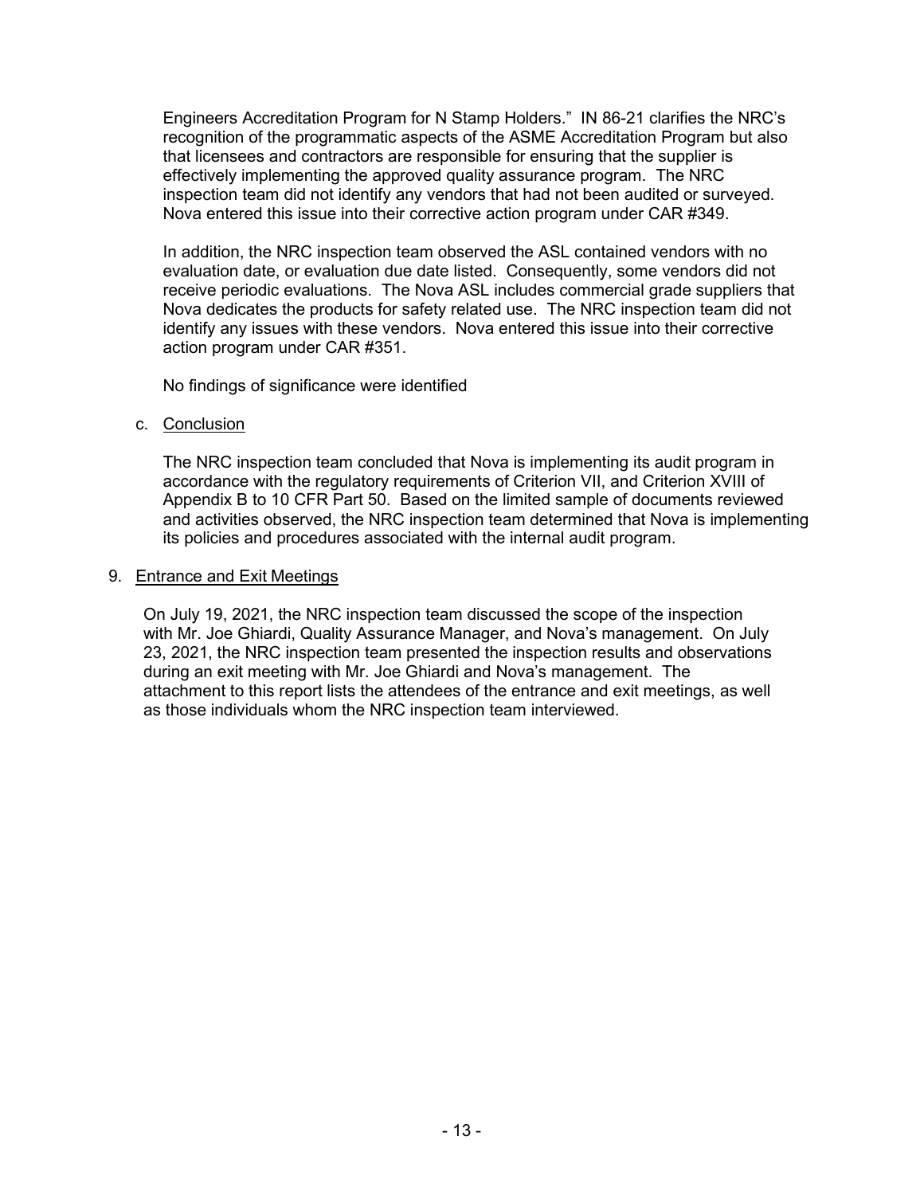Engineers Accreditation Program for N Stamp Holders." IN 86-21 clarifies the NRC's recognition of the programmatic aspects of the ASME Accreditation Program but also that licensees and contractors are responsible for ensuring that the supplier is effectively implementing the approved quality assurance program. The NRC inspection team did not identify any vendors that had not been audited or surveyed. Nova entered this issue into their corrective action program under CAR #349.

In addition, the NRC inspection team observed the ASL contained vendors with no evaluation date, or evaluation due date listed. Consequently, some vendors did not receive periodic evaluations. The Nova ASL includes commercial grade suppliers that Nova dedicates the products for safety related use. The NRC inspection team did not identify any issues with these vendors. Nova entered this issue into their corrective action program under CAR #351.

No findings of significance were identified

c. Conclusion

The NRC inspection team concluded that Nova is implementing its audit program in accordance with the regulatory requirements of Criterion VII, and Criterion XVIII of Appendix B to 10 CFR Part 50. Based on the limited sample of documents reviewed and activities observed, the NRC inspection team determined that Nova is implementing its policies and procedures associated with the internal audit program.

## 9. Entrance and Exit Meetings

On July 19, 2021, the NRC inspection team discussed the scope of the inspection with Mr. Joe Ghiardi, Quality Assurance Manager, and Nova's management. On July 23, 2021, the NRC inspection team presented the inspection results and observations during an exit meeting with Mr. Joe Ghiardi and Nova's management. The attachment to this report lists the attendees of the entrance and exit meetings, as well as those individuals whom the NRC inspection team interviewed.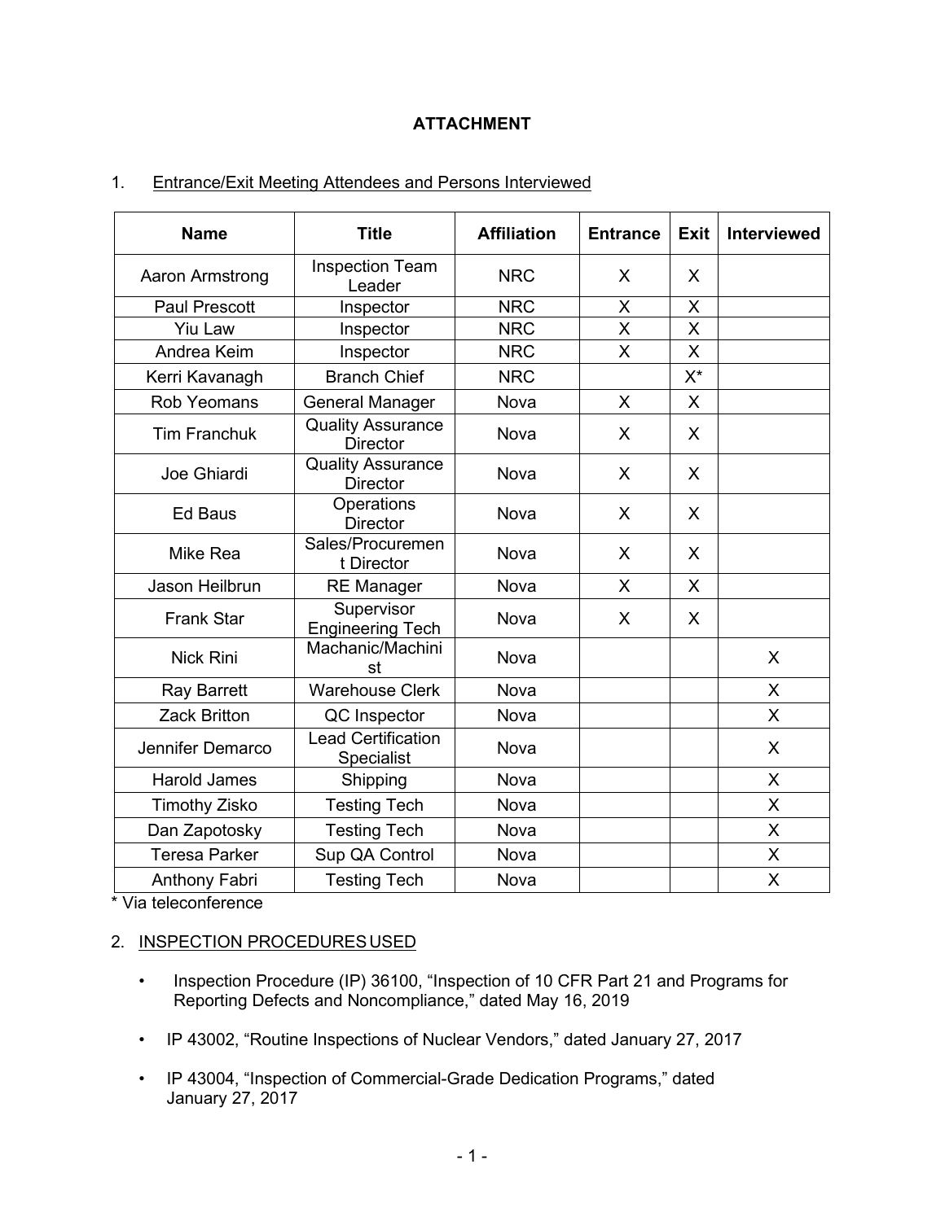# ATTACHMENT

1. Entrance/Exit Meeting Attendees and Persons Interviewed

| Name | Title | Affiliation | Entrance | Exit | Interviewed |
|---|---|---|---|---|---|
| Aaron Armstrong | Inspection Team Leader | NRC | X | X | |
| Paul Prescott | Inspector | NRC | X | X | |
| Yiu Law | Inspector | NRC | X | X | |
| Andrea Keim | Inspector | NRC | X | X | |
| Kerri Kavanagh | Branch Chief | NRC | | X* | |
| Rob Yeomans | General Manager | Nova | X | X | |
| Tim Franchuk | Quality Assurance Director | Nova | X | X | |
| Joe Ghiardi | Quality Assurance Director | Nova | X | X | |
| Ed Baus | Operations Director | Nova | X | X | |
| Mike Rea | Sales/Procurement Director | Nova | X | X | |
| Jason Heilbrun | RE Manager | Nova | X | X | |
| Frank Star | Supervisor Engineering Tech | Nova | X | X | |
| Nick Rini | Machanic/Machinist | Nova | | | X |
| Ray Barrett | Warehouse Clerk | Nova | | | X |
| Zack Britton | QC Inspector | Nova | | | X |
| Jennifer Demarco | Lead Certification Specialist | Nova | | | X |
| Harold James | Shipping | Nova | | | X |
| Timothy Zisko | Testing Tech | Nova | | | X |
| Dan Zapotosky | Testing Tech | Nova | | | X |
| Teresa Parker | Sup QA Control | Nova | | | X |
| Anthony Fabri | Testing Tech | Nova | | | X |

* Via teleconference

2. INSPECTION PROCEDURES USED

- Inspection Procedure (IP) 36100, "Inspection of 10 CFR Part 21 and Programs for Reporting Defects and Noncompliance," dated May 16, 2019
- IP 43002, "Routine Inspections of Nuclear Vendors," dated January 27, 2017
- IP 43004, "Inspection of Commercial-Grade Dedication Programs," dated January 27, 2017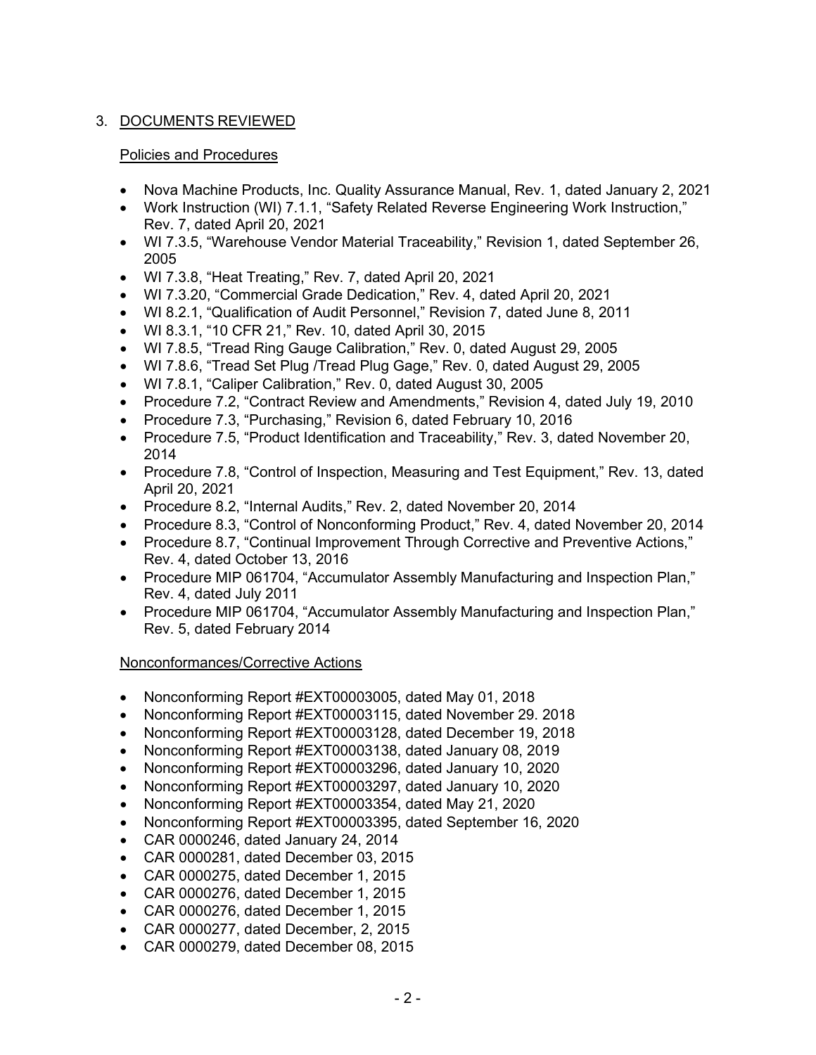## 3. DOCUMENTS REVIEWED

### Policies and Procedures

- Nova Machine Products, Inc. Quality Assurance Manual, Rev. 1, dated January 2, 2021
- Work Instruction (WI) 7.1.1, "Safety Related Reverse Engineering Work Instruction," Rev. 7, dated April 20, 2021
- WI 7.3.5, "Warehouse Vendor Material Traceability," Revision 1, dated September 26, 2005
- WI 7.3.8, "Heat Treating," Rev. 7, dated April 20, 2021
- WI 7.3.20, "Commercial Grade Dedication," Rev. 4, dated April 20, 2021
- WI 8.2.1, "Qualification of Audit Personnel," Revision 7, dated June 8, 2011
- WI 8.3.1, "10 CFR 21," Rev. 10, dated April 30, 2015
- WI 7.8.5, "Tread Ring Gauge Calibration," Rev. 0, dated August 29, 2005
- WI 7.8.6, "Tread Set Plug /Tread Plug Gage," Rev. 0, dated August 29, 2005
- WI 7.8.1, "Caliper Calibration," Rev. 0, dated August 30, 2005
- Procedure 7.2, "Contract Review and Amendments," Revision 4, dated July 19, 2010
- Procedure 7.3, "Purchasing," Revision 6, dated February 10, 2016
- Procedure 7.5, "Product Identification and Traceability," Rev. 3, dated November 20, 2014
- Procedure 7.8, "Control of Inspection, Measuring and Test Equipment," Rev. 13, dated April 20, 2021
- Procedure 8.2, "Internal Audits," Rev. 2, dated November 20, 2014
- Procedure 8.3, "Control of Nonconforming Product," Rev. 4, dated November 20, 2014
- Procedure 8.7, "Continual Improvement Through Corrective and Preventive Actions," Rev. 4, dated October 13, 2016
- Procedure MIP 061704, "Accumulator Assembly Manufacturing and Inspection Plan," Rev. 4, dated July 2011
- Procedure MIP 061704, "Accumulator Assembly Manufacturing and Inspection Plan," Rev. 5, dated February 2014

### Nonconformances/Corrective Actions

- Nonconforming Report #EXT00003005, dated May 01, 2018
- Nonconforming Report #EXT00003115, dated November 29. 2018
- Nonconforming Report #EXT00003128, dated December 19, 2018
- Nonconforming Report #EXT00003138, dated January 08, 2019
- Nonconforming Report #EXT00003296, dated January 10, 2020
- Nonconforming Report #EXT00003297, dated January 10, 2020
- Nonconforming Report #EXT00003354, dated May 21, 2020
- Nonconforming Report #EXT00003395, dated September 16, 2020
- CAR 0000246, dated January 24, 2014
- CAR 0000281, dated December 03, 2015
- CAR 0000275, dated December 1, 2015
- CAR 0000276, dated December 1, 2015
- CAR 0000276, dated December 1, 2015
- CAR 0000277, dated December, 2, 2015
- CAR 0000279, dated December 08, 2015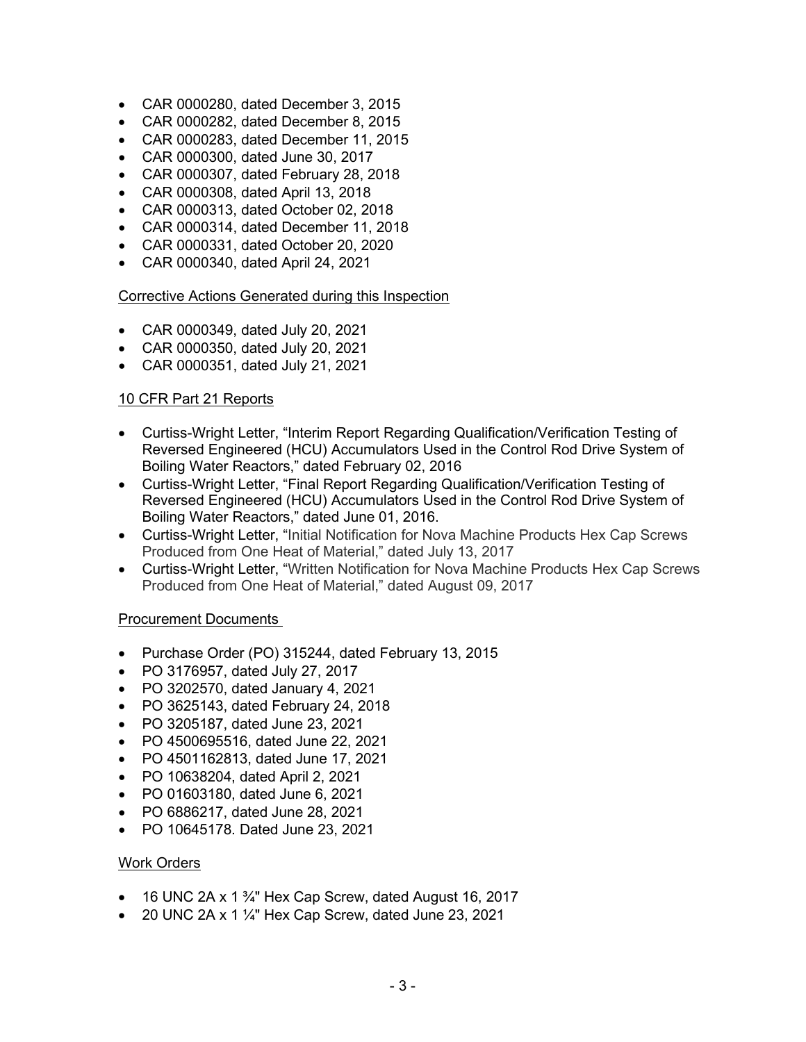- CAR 0000280, dated December 3, 2015
- CAR 0000282, dated December 8, 2015
- CAR 0000283, dated December 11, 2015
- CAR 0000300, dated June 30, 2017
- CAR 0000307, dated February 28, 2018
- CAR 0000308, dated April 13, 2018
- CAR 0000313, dated October 02, 2018
- CAR 0000314, dated December 11, 2018
- CAR 0000331, dated October 20, 2020
- CAR 0000340, dated April 24, 2021

Corrective Actions Generated during this Inspection

- CAR 0000349, dated July 20, 2021
- CAR 0000350, dated July 20, 2021
- CAR 0000351, dated July 21, 2021

10 CFR Part 21 Reports

- Curtiss-Wright Letter, "Interim Report Regarding Qualification/Verification Testing of Reversed Engineered (HCU) Accumulators Used in the Control Rod Drive System of Boiling Water Reactors," dated February 02, 2016
- Curtiss-Wright Letter, "Final Report Regarding Qualification/Verification Testing of Reversed Engineered (HCU) Accumulators Used in the Control Rod Drive System of Boiling Water Reactors," dated June 01, 2016.
- Curtiss-Wright Letter, "Initial Notification for Nova Machine Products Hex Cap Screws Produced from One Heat of Material," dated July 13, 2017
- Curtiss-Wright Letter, "Written Notification for Nova Machine Products Hex Cap Screws Produced from One Heat of Material," dated August 09, 2017

Procurement Documents

- Purchase Order (PO) 315244, dated February 13, 2015
- PO 3176957, dated July 27, 2017
- PO 3202570, dated January 4, 2021
- PO 3625143, dated February 24, 2018
- PO 3205187, dated June 23, 2021
- PO 4500695516, dated June 22, 2021
- PO 4501162813, dated June 17, 2021
- PO 10638204, dated April 2, 2021
- PO 01603180, dated June 6, 2021
- PO 6886217, dated June 28, 2021
- PO 10645178. Dated June 23, 2021

Work Orders

- 16 UNC 2A x 1 ¾" Hex Cap Screw, dated August 16, 2017
- 20 UNC 2A x 1 ¼" Hex Cap Screw, dated June 23, 2021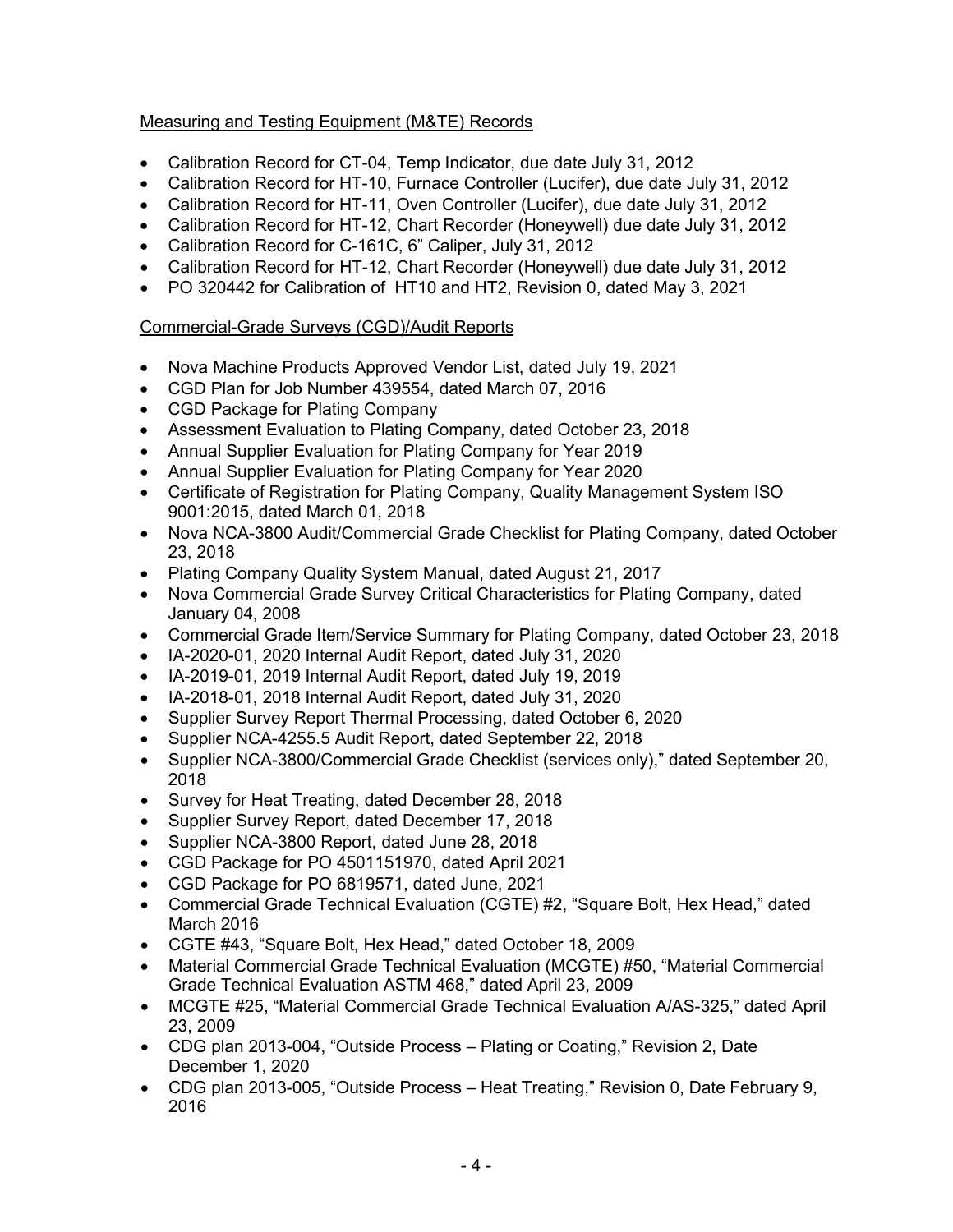Measuring and Testing Equipment (M&TE) Records

- Calibration Record for CT-04, Temp Indicator, due date July 31, 2012
- Calibration Record for HT-10, Furnace Controller (Lucifer), due date July 31, 2012
- Calibration Record for HT-11, Oven Controller (Lucifer), due date July 31, 2012
- Calibration Record for HT-12, Chart Recorder (Honeywell) due date July 31, 2012
- Calibration Record for C-161C, 6" Caliper, July 31, 2012
- Calibration Record for HT-12, Chart Recorder (Honeywell) due date July 31, 2012
- PO 320442 for Calibration of HT10 and HT2, Revision 0, dated May 3, 2021

Commercial-Grade Surveys (CGD)/Audit Reports

- Nova Machine Products Approved Vendor List, dated July 19, 2021
- CGD Plan for Job Number 439554, dated March 07, 2016
- CGD Package for Plating Company
- Assessment Evaluation to Plating Company, dated October 23, 2018
- Annual Supplier Evaluation for Plating Company for Year 2019
- Annual Supplier Evaluation for Plating Company for Year 2020
- Certificate of Registration for Plating Company, Quality Management System ISO 9001:2015, dated March 01, 2018
- Nova NCA-3800 Audit/Commercial Grade Checklist for Plating Company, dated October 23, 2018
- Plating Company Quality System Manual, dated August 21, 2017
- Nova Commercial Grade Survey Critical Characteristics for Plating Company, dated January 04, 2008
- Commercial Grade Item/Service Summary for Plating Company, dated October 23, 2018
- IA-2020-01, 2020 Internal Audit Report, dated July 31, 2020
- IA-2019-01, 2019 Internal Audit Report, dated July 19, 2019
- IA-2018-01, 2018 Internal Audit Report, dated July 31, 2020
- Supplier Survey Report Thermal Processing, dated October 6, 2020
- Supplier NCA-4255.5 Audit Report, dated September 22, 2018
- Supplier NCA-3800/Commercial Grade Checklist (services only)," dated September 20, 2018
- Survey for Heat Treating, dated December 28, 2018
- Supplier Survey Report, dated December 17, 2018
- Supplier NCA-3800 Report, dated June 28, 2018
- CGD Package for PO 4501151970, dated April 2021
- CGD Package for PO 6819571, dated June, 2021
- Commercial Grade Technical Evaluation (CGTE) #2, "Square Bolt, Hex Head," dated March 2016
- CGTE #43, "Square Bolt, Hex Head," dated October 18, 2009
- Material Commercial Grade Technical Evaluation (MCGTE) #50, "Material Commercial Grade Technical Evaluation ASTM 468," dated April 23, 2009
- MCGTE #25, "Material Commercial Grade Technical Evaluation A/AS-325," dated April 23, 2009
- CDG plan 2013-004, "Outside Process – Plating or Coating," Revision 2, Date December 1, 2020
- CDG plan 2013-005, "Outside Process – Heat Treating," Revision 0, Date February 9, 2016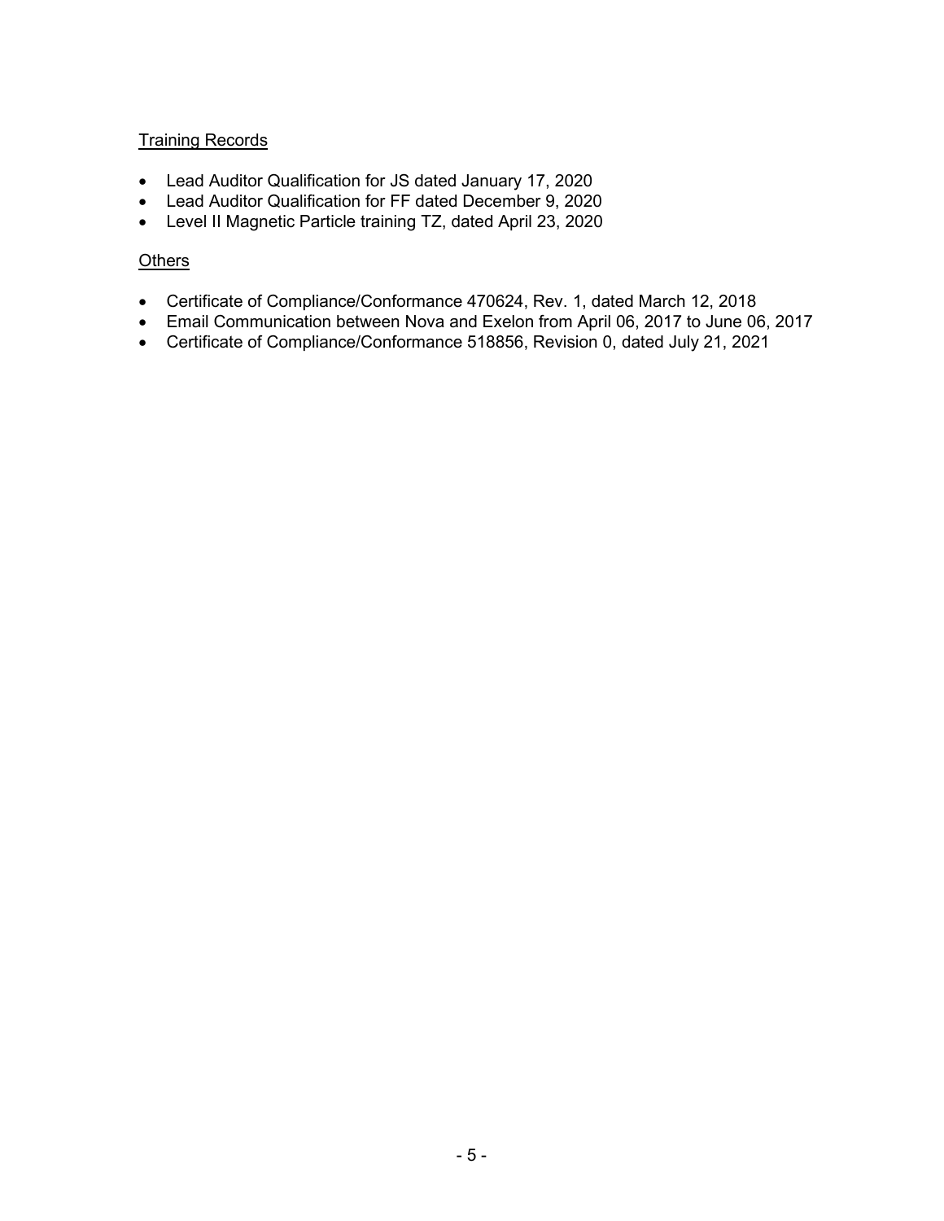Training Records

- Lead Auditor Qualification for JS dated January 17, 2020
- Lead Auditor Qualification for FF dated December 9, 2020
- Level II Magnetic Particle training TZ, dated April 23, 2020

Others

- Certificate of Compliance/Conformance 470624, Rev. 1, dated March 12, 2018
- Email Communication between Nova and Exelon from April 06, 2017 to June 06, 2017
- Certificate of Compliance/Conformance 518856, Revision 0, dated July 21, 2021